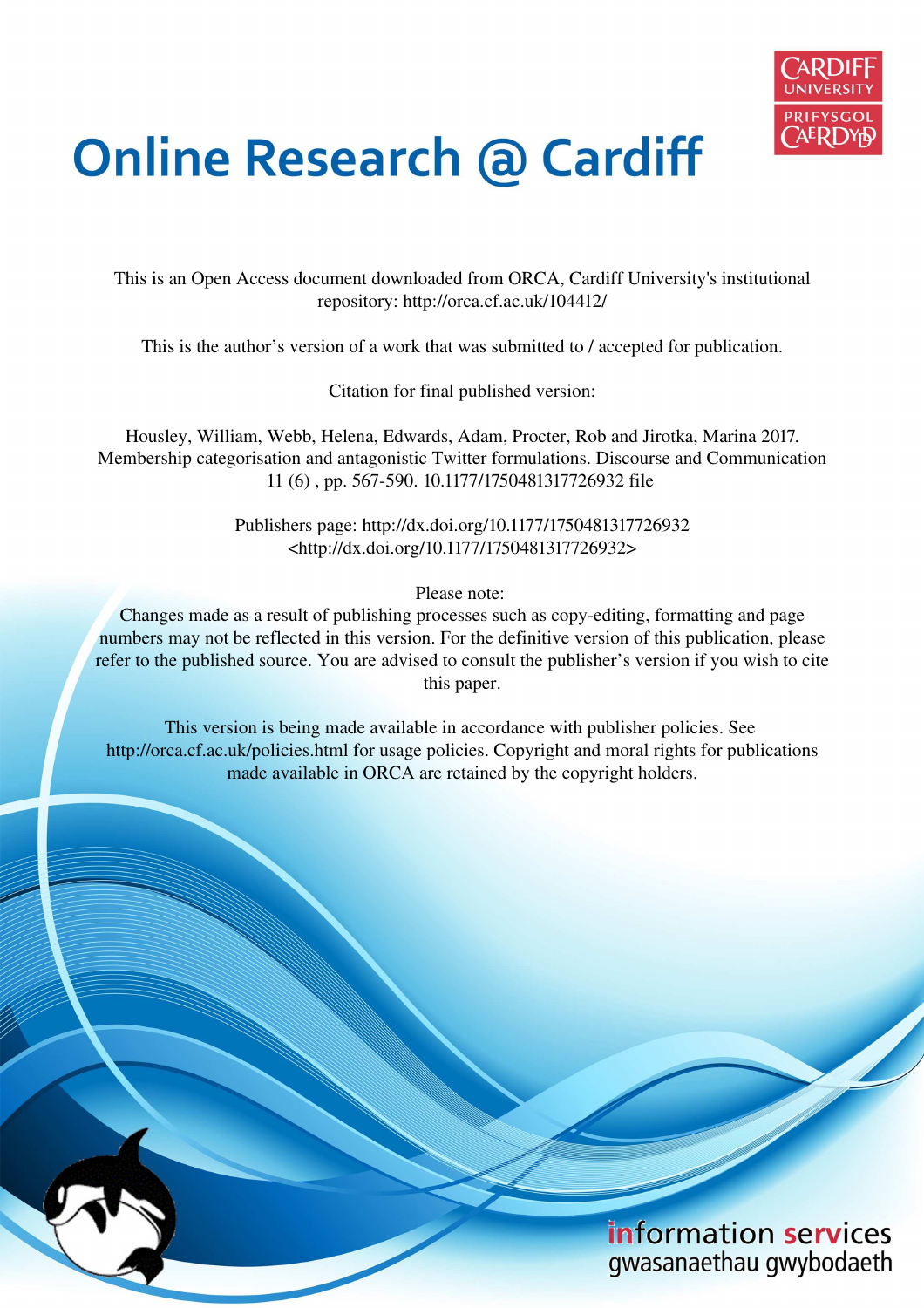# Online Research @ Cardiff

This is an Open Access document downloaded from ORCA, Cardiff University's institutional repository: http://orca.cf.ac.uk/104412/

This is the author's version of a work that was submitted to / accepted for publication.

Citation for final published version:

Housley, William, Webb, Helena, Edwards, Adam, Procter, Rob and Jirotka, Marina 2017. Membership categorisation and antagonistic Twitter formulations. Discourse and Communication 11 (6) , pp. 567-590. 10.1177/1750481317726932 file

Publishers page: http://dx.doi.org/10.1177/1750481317726932 <http://dx.doi.org/10.1177/1750481317726932>

Please note:
Changes made as a result of publishing processes such as copy-editing, formatting and page numbers may not be reflected in this version. For the definitive version of this publication, please refer to the published source. You are advised to consult the publisher's version if you wish to cite this paper.

This version is being made available in accordance with publisher policies. See http://orca.cf.ac.uk/policies.html for usage policies. Copyright and moral rights for publications made available in ORCA are retained by the copyright holders.

information services
gwasanaethau gwybodaeth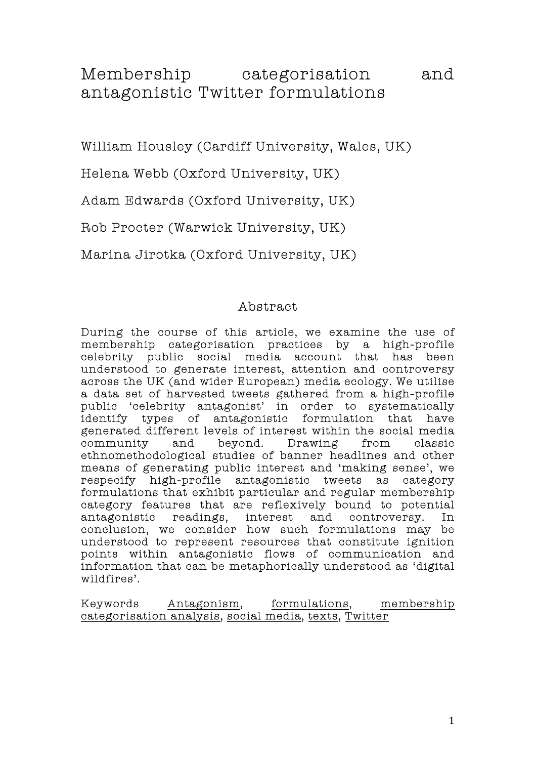# Membership categorisation and antagonistic Twitter formulations

William Housley (Cardiff University, Wales, UK)

Helena Webb (Oxford University, UK)

Adam Edwards (Oxford University, UK)

Rob Procter (Warwick University, UK)

Marina Jirotka (Oxford University, UK)

## Abstract

During the course of this article, we examine the use of membership categorisation practices by a high-profile celebrity public social media account that has been understood to generate interest, attention and controversy across the UK (and wider European) media ecology. We utilise a data set of harvested tweets gathered from a high-profile public 'celebrity antagonist' in order to systematically identify types of antagonistic formulation that have generated different levels of interest within the social media community and beyond. Drawing from classic ethnomethodological studies of banner headlines and other means of generating public interest and 'making sense', we respecify high-profile antagonistic tweets as category formulations that exhibit particular and regular membership category features that are reflexively bound to potential antagonistic readings, interest and controversy. In conclusion, we consider how such formulations may be understood to represent resources that constitute ignition points within antagonistic flows of communication and information that can be metaphorically understood as 'digital wildfires'.

Keywords Antagonism, formulations, membership categorisation analysis, social media, texts, Twitter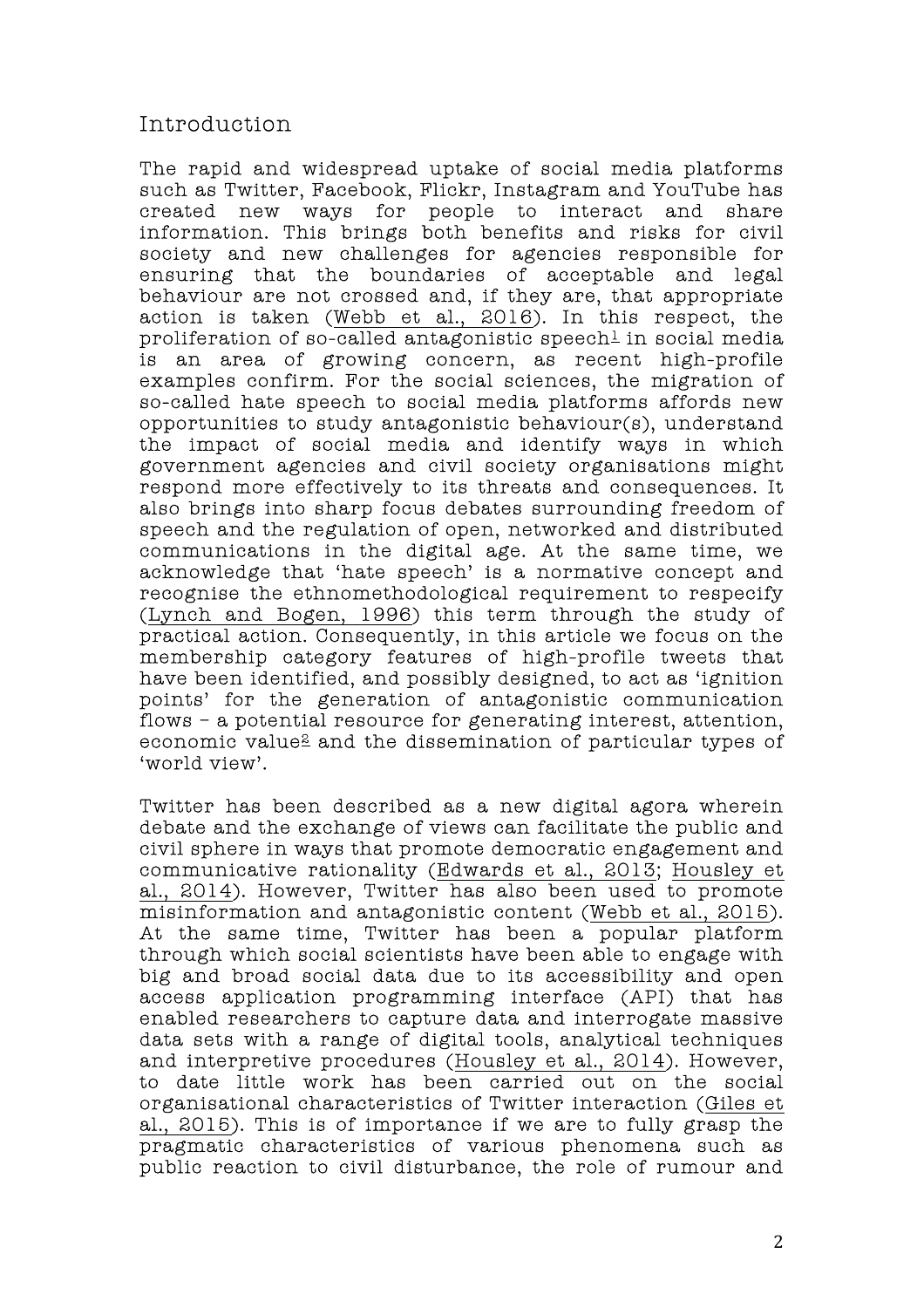## Introduction

The rapid and widespread uptake of social media platforms such as Twitter, Facebook, Flickr, Instagram and YouTube has created new ways for people to interact and share information. This brings both benefits and risks for civil society and new challenges for agencies responsible for ensuring that the boundaries of acceptable and legal behaviour are not crossed and, if they are, that appropriate action is taken (Webb et al., 2016). In this respect, the proliferation of so-called antagonistic speech[1] in social media is an area of growing concern, as recent high-profile examples confirm. For the social sciences, the migration of so-called hate speech to social media platforms affords new opportunities to study antagonistic behaviour(s), understand the impact of social media and identify ways in which government agencies and civil society organisations might respond more effectively to its threats and consequences. It also brings into sharp focus debates surrounding freedom of speech and the regulation of open, networked and distributed communications in the digital age. At the same time, we acknowledge that 'hate speech' is a normative concept and recognise the ethnomethodological requirement to respecify (Lynch and Bogen, 1996) this term through the study of practical action. Consequently, in this article we focus on the membership category features of high-profile tweets that have been identified, and possibly designed, to act as 'ignition points' for the generation of antagonistic communication flows – a potential resource for generating interest, attention, economic value[2] and the dissemination of particular types of 'world view'.

Twitter has been described as a new digital agora wherein debate and the exchange of views can facilitate the public and civil sphere in ways that promote democratic engagement and communicative rationality (Edwards et al., 2013; Housley et al., 2014). However, Twitter has also been used to promote misinformation and antagonistic content (Webb et al., 2015). At the same time, Twitter has been a popular platform through which social scientists have been able to engage with big and broad social data due to its accessibility and open access application programming interface (API) that has enabled researchers to capture data and interrogate massive data sets with a range of digital tools, analytical techniques and interpretive procedures (Housley et al., 2014). However, to date little work has been carried out on the social organisational characteristics of Twitter interaction (Giles et al., 2015). This is of importance if we are to fully grasp the pragmatic characteristics of various phenomena such as public reaction to civil disturbance, the role of rumour and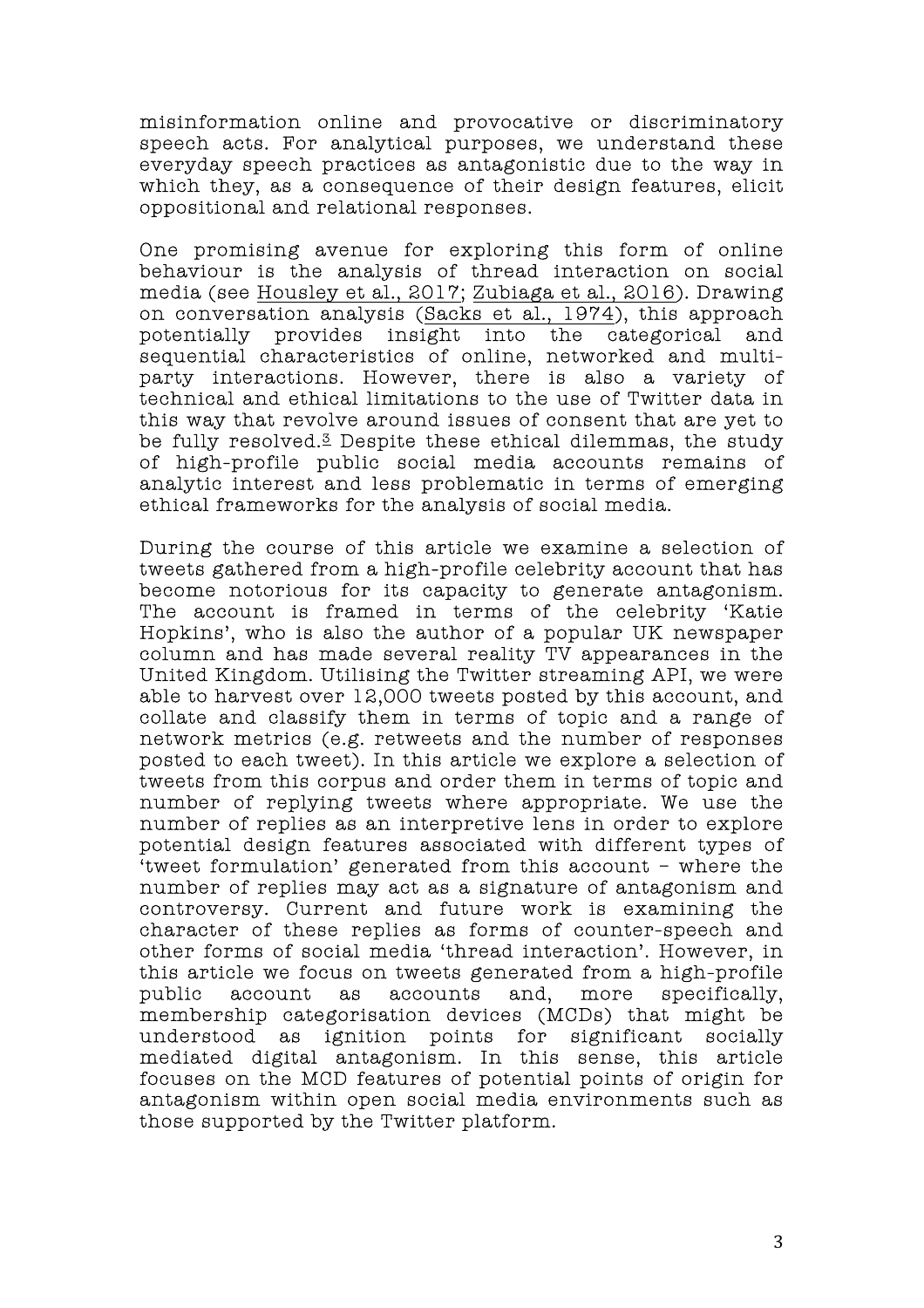misinformation online and provocative or discriminatory speech acts. For analytical purposes, we understand these everyday speech practices as antagonistic due to the way in which they, as a consequence of their design features, elicit oppositional and relational responses.

One promising avenue for exploring this form of online behaviour is the analysis of thread interaction on social media (see Housley et al., 2017; Zubiaga et al., 2016). Drawing on conversation analysis (Sacks et al., 1974), this approach potentially provides insight into the categorical and sequential characteristics of online, networked and multi-party interactions. However, there is also a variety of technical and ethical limitations to the use of Twitter data in this way that revolve around issues of consent that are yet to be fully resolved.[3] Despite these ethical dilemmas, the study of high-profile public social media accounts remains of analytic interest and less problematic in terms of emerging ethical frameworks for the analysis of social media.

During the course of this article we examine a selection of tweets gathered from a high-profile celebrity account that has become notorious for its capacity to generate antagonism. The account is framed in terms of the celebrity 'Katie Hopkins', who is also the author of a popular UK newspaper column and has made several reality TV appearances in the United Kingdom. Utilising the Twitter streaming API, we were able to harvest over 12,000 tweets posted by this account, and collate and classify them in terms of topic and a range of network metrics (e.g. retweets and the number of responses posted to each tweet). In this article we explore a selection of tweets from this corpus and order them in terms of topic and number of replying tweets where appropriate. We use the number of replies as an interpretive lens in order to explore potential design features associated with different types of 'tweet formulation' generated from this account – where the number of replies may act as a signature of antagonism and controversy. Current and future work is examining the character of these replies as forms of counter-speech and other forms of social media 'thread interaction'. However, in this article we focus on tweets generated from a high-profile public account as accounts and, more specifically, membership categorisation devices (MCDs) that might be understood as ignition points for significant socially mediated digital antagonism. In this sense, this article focuses on the MCD features of potential points of origin for antagonism within open social media environments such as those supported by the Twitter platform.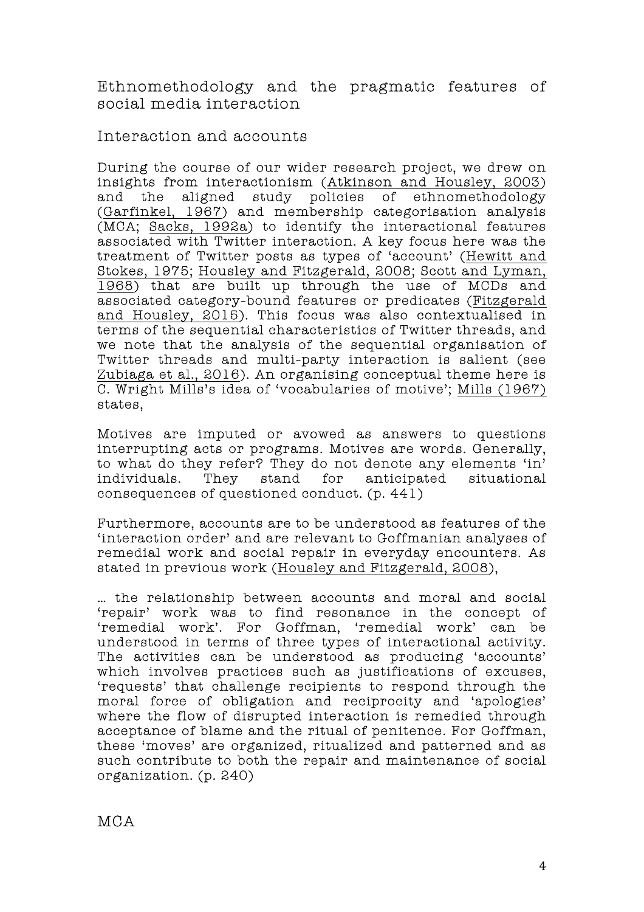## Ethnomethodology and the pragmatic features of social media interaction

### Interaction and accounts

During the course of our wider research project, we drew on insights from interactionism (Atkinson and Housley, 2003) and the aligned study policies of ethnomethodology (Garfinkel, 1967) and membership categorisation analysis (MCA; Sacks, 1992a) to identify the interactional features associated with Twitter interaction. A key focus here was the treatment of Twitter posts as types of 'account' (Hewitt and Stokes, 1975; Housley and Fitzgerald, 2008; Scott and Lyman, 1968) that are built up through the use of MCDs and associated category-bound features or predicates (Fitzgerald and Housley, 2015). This focus was also contextualised in terms of the sequential characteristics of Twitter threads, and we note that the analysis of the sequential organisation of Twitter threads and multi-party interaction is salient (see Zubiaga et al., 2016). An organising conceptual theme here is C. Wright Mills's idea of 'vocabularies of motive'; Mills (1967) states,

> Motives are imputed or avowed as answers to questions interrupting acts or programs. Motives are words. Generally, to what do they refer? They do not denote any elements 'in' individuals. They stand for anticipated situational consequences of questioned conduct. (p. 441)

Furthermore, accounts are to be understood as features of the 'interaction order' and are relevant to Goffmanian analyses of remedial work and social repair in everyday encounters. As stated in previous work (Housley and Fitzgerald, 2008),

> … the relationship between accounts and moral and social 'repair' work was to find resonance in the concept of 'remedial work'. For Goffman, 'remedial work' can be understood in terms of three types of interactional activity. The activities can be understood as producing 'accounts' which involves practices such as justifications of excuses, 'requests' that challenge recipients to respond through the moral force of obligation and reciprocity and 'apologies' where the flow of disrupted interaction is remedied through acceptance of blame and the ritual of penitence. For Goffman, these 'moves' are organized, ritualized and patterned and as such contribute to both the repair and maintenance of social organization. (p. 240)

### MCA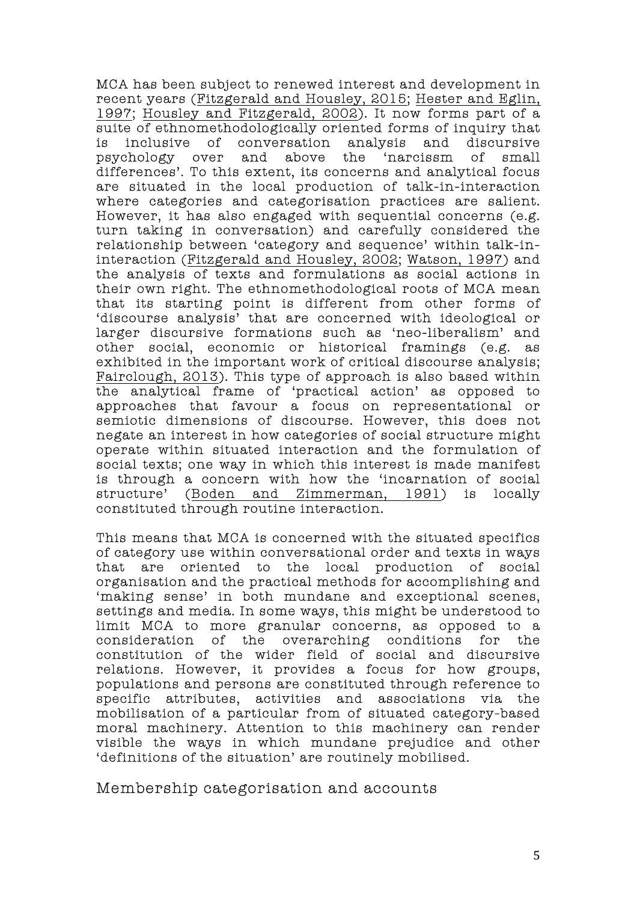MCA has been subject to renewed interest and development in recent years (Fitzgerald and Housley, 2015; Hester and Eglin, 1997; Housley and Fitzgerald, 2002). It now forms part of a suite of ethnomethodologically oriented forms of inquiry that is inclusive of conversation analysis and discursive psychology over and above the 'narcissm of small differences'. To this extent, its concerns and analytical focus are situated in the local production of talk-in-interaction where categories and categorisation practices are salient. However, it has also engaged with sequential concerns (e.g. turn taking in conversation) and carefully considered the relationship between 'category and sequence' within talk-in-interaction (Fitzgerald and Housley, 2002; Watson, 1997) and the analysis of texts and formulations as social actions in their own right. The ethnomethodological roots of MCA mean that its starting point is different from other forms of 'discourse analysis' that are concerned with ideological or larger discursive formations such as 'neo-liberalism' and other social, economic or historical framings (e.g. as exhibited in the important work of critical discourse analysis; Fairclough, 2013). This type of approach is also based within the analytical frame of 'practical action' as opposed to approaches that favour a focus on representational or semiotic dimensions of discourse. However, this does not negate an interest in how categories of social structure might operate within situated interaction and the formulation of social texts; one way in which this interest is made manifest is through a concern with how the 'incarnation of social structure' (Boden and Zimmerman, 1991) is locally constituted through routine interaction.

This means that MCA is concerned with the situated specifics of category use within conversational order and texts in ways that are oriented to the local production of social organisation and the practical methods for accomplishing and 'making sense' in both mundane and exceptional scenes, settings and media. In some ways, this might be understood to limit MCA to more granular concerns, as opposed to a consideration of the overarching conditions for the constitution of the wider field of social and discursive relations. However, it provides a focus for how groups, populations and persons are constituted through reference to specific attributes, activities and associations via the mobilisation of a particular from of situated category-based moral machinery. Attention to this machinery can render visible the ways in which mundane prejudice and other 'definitions of the situation' are routinely mobilised.

## Membership categorisation and accounts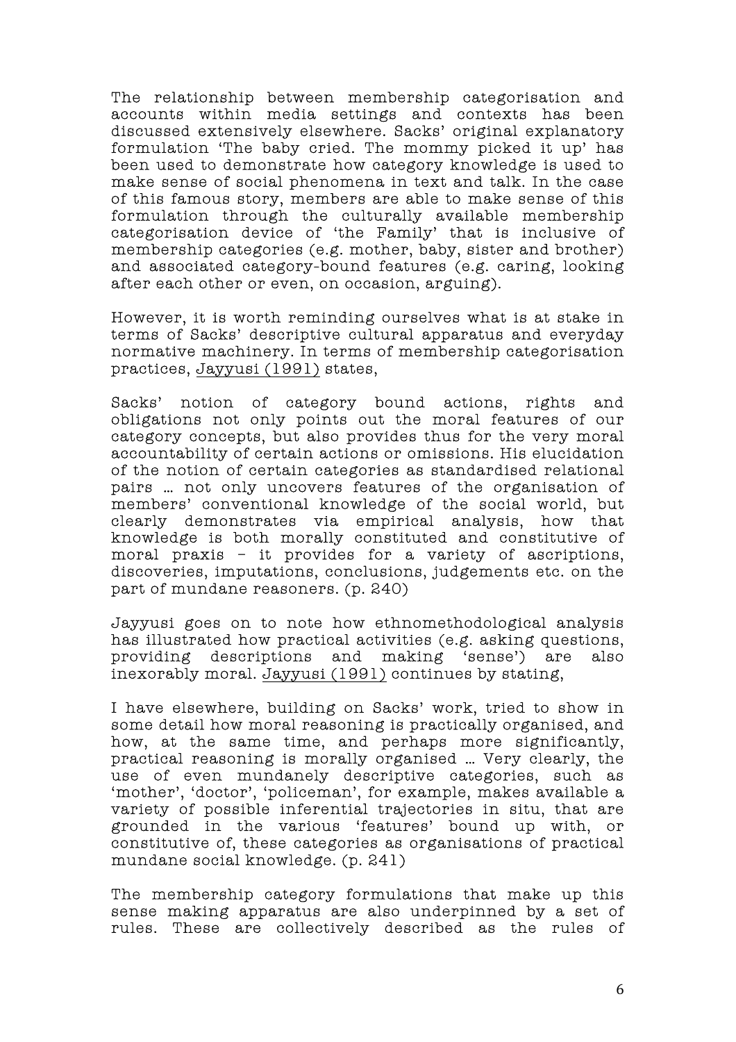The relationship between membership categorisation and accounts within media settings and contexts has been discussed extensively elsewhere. Sacks' original explanatory formulation 'The baby cried. The mommy picked it up' has been used to demonstrate how category knowledge is used to make sense of social phenomena in text and talk. In the case of this famous story, members are able to make sense of this formulation through the culturally available membership categorisation device of 'the Family' that is inclusive of membership categories (e.g. mother, baby, sister and brother) and associated category-bound features (e.g. caring, looking after each other or even, on occasion, arguing).

However, it is worth reminding ourselves what is at stake in terms of Sacks' descriptive cultural apparatus and everyday normative machinery. In terms of membership categorisation practices, Jayyusi (1991) states,

> Sacks' notion of category bound actions, rights and obligations not only points out the moral features of our category concepts, but also provides thus for the very moral accountability of certain actions or omissions. His elucidation of the notion of certain categories as standardised relational pairs … not only uncovers features of the organisation of members' conventional knowledge of the social world, but clearly demonstrates via empirical analysis, how that knowledge is both morally constituted and constitutive of moral praxis – it provides for a variety of ascriptions, discoveries, imputations, conclusions, judgements etc. on the part of mundane reasoners. (p. 240)

Jayyusi goes on to note how ethnomethodological analysis has illustrated how practical activities (e.g. asking questions, providing descriptions and making 'sense') are also inexorably moral. Jayyusi (1991) continues by stating,

> I have elsewhere, building on Sacks' work, tried to show in some detail how moral reasoning is practically organised, and how, at the same time, and perhaps more significantly, practical reasoning is morally organised … Very clearly, the use of even mundanely descriptive categories, such as 'mother', 'doctor', 'policeman', for example, makes available a variety of possible inferential trajectories in situ, that are grounded in the various 'features' bound up with, or constitutive of, these categories as organisations of practical mundane social knowledge. (p. 241)

The membership category formulations that make up this sense making apparatus are also underpinned by a set of rules. These are collectively described as the rules of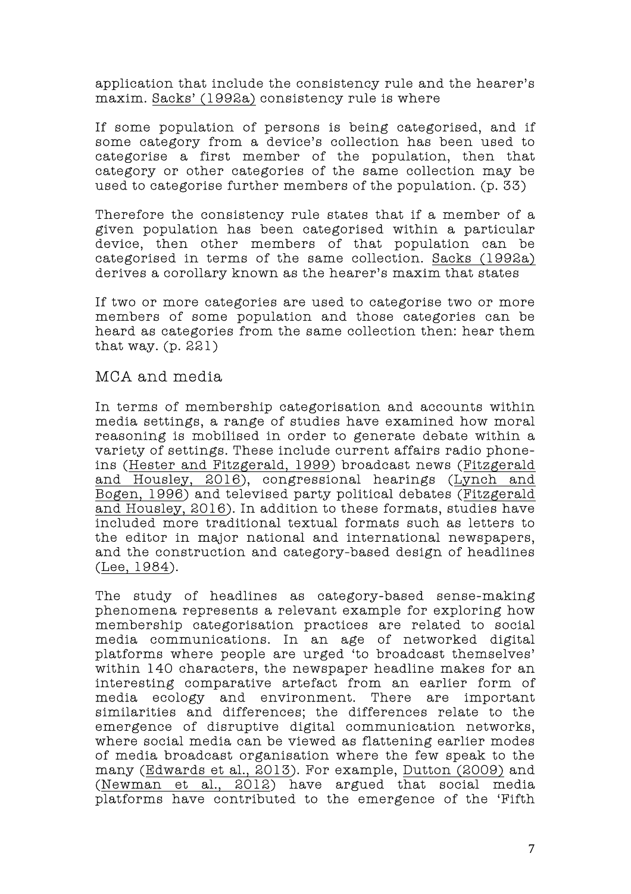application that include the consistency rule and the hearer's maxim. Sacks' (1992a) consistency rule is where

> If some population of persons is being categorised, and if some category from a device's collection has been used to categorise a first member of the population, then that category or other categories of the same collection may be used to categorise further members of the population. (p. 33)

Therefore the consistency rule states that if a member of a given population has been categorised within a particular device, then other members of that population can be categorised in terms of the same collection. Sacks (1992a) derives a corollary known as the hearer's maxim that states

> If two or more categories are used to categorise two or more members of some population and those categories can be heard as categories from the same collection then: hear them that way. (p. 221)

## MCA and media

In terms of membership categorisation and accounts within media settings, a range of studies have examined how moral reasoning is mobilised in order to generate debate within a variety of settings. These include current affairs radio phone-ins (Hester and Fitzgerald, 1999) broadcast news (Fitzgerald and Housley, 2016), congressional hearings (Lynch and Bogen, 1996) and televised party political debates (Fitzgerald and Housley, 2016). In addition to these formats, studies have included more traditional textual formats such as letters to the editor in major national and international newspapers, and the construction and category-based design of headlines (Lee, 1984).

The study of headlines as category-based sense-making phenomena represents a relevant example for exploring how membership categorisation practices are related to social media communications. In an age of networked digital platforms where people are urged 'to broadcast themselves' within 140 characters, the newspaper headline makes for an interesting comparative artefact from an earlier form of media ecology and environment. There are important similarities and differences; the differences relate to the emergence of disruptive digital communication networks, where social media can be viewed as flattening earlier modes of media broadcast organisation where the few speak to the many (Edwards et al., 2013). For example, Dutton (2009) and (Newman et al., 2012) have argued that social media platforms have contributed to the emergence of the 'Fifth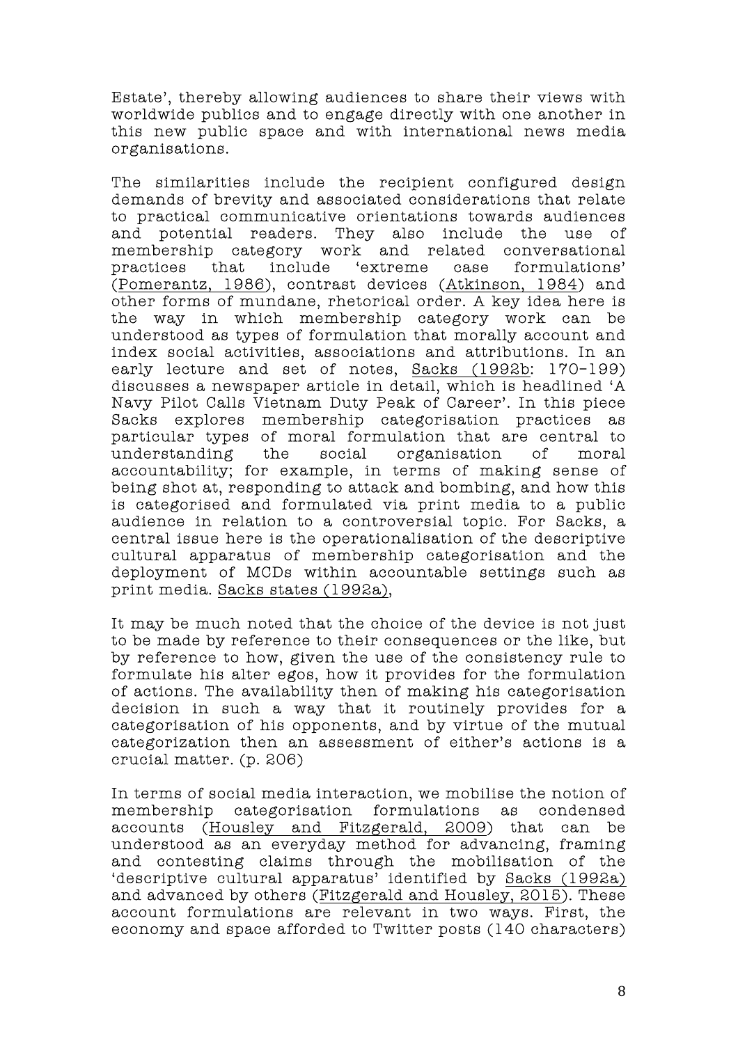Estate', thereby allowing audiences to share their views with worldwide publics and to engage directly with one another in this new public space and with international news media organisations.

The similarities include the recipient configured design demands of brevity and associated considerations that relate to practical communicative orientations towards audiences and potential readers. They also include the use of membership category work and related conversational practices that include 'extreme case formulations' (Pomerantz, 1986), contrast devices (Atkinson, 1984) and other forms of mundane, rhetorical order. A key idea here is the way in which membership category work can be understood as types of formulation that morally account and index social activities, associations and attributions. In an early lecture and set of notes, Sacks (1992b: 170-199) discusses a newspaper article in detail, which is headlined 'A Navy Pilot Calls Vietnam Duty Peak of Career'. In this piece Sacks explores membership categorisation practices as particular types of moral formulation that are central to understanding the social organisation of moral accountability; for example, in terms of making sense of being shot at, responding to attack and bombing, and how this is categorised and formulated via print media to a public audience in relation to a controversial topic. For Sacks, a central issue here is the operationalisation of the descriptive cultural apparatus of membership categorisation and the deployment of MCDs within accountable settings such as print media. Sacks states (1992a),

> It may be much noted that the choice of the device is not just to be made by reference to their consequences or the like, but by reference to how, given the use of the consistency rule to formulate his alter egos, how it provides for the formulation of actions. The availability then of making his categorisation decision in such a way that it routinely provides for a categorisation of his opponents, and by virtue of the mutual categorization then an assessment of either's actions is a crucial matter. (p. 206)

In terms of social media interaction, we mobilise the notion of membership categorisation formulations as condensed accounts (Housley and Fitzgerald, 2009) that can be understood as an everyday method for advancing, framing and contesting claims through the mobilisation of the 'descriptive cultural apparatus' identified by Sacks (1992a) and advanced by others (Fitzgerald and Housley, 2015). These account formulations are relevant in two ways. First, the economy and space afforded to Twitter posts (140 characters)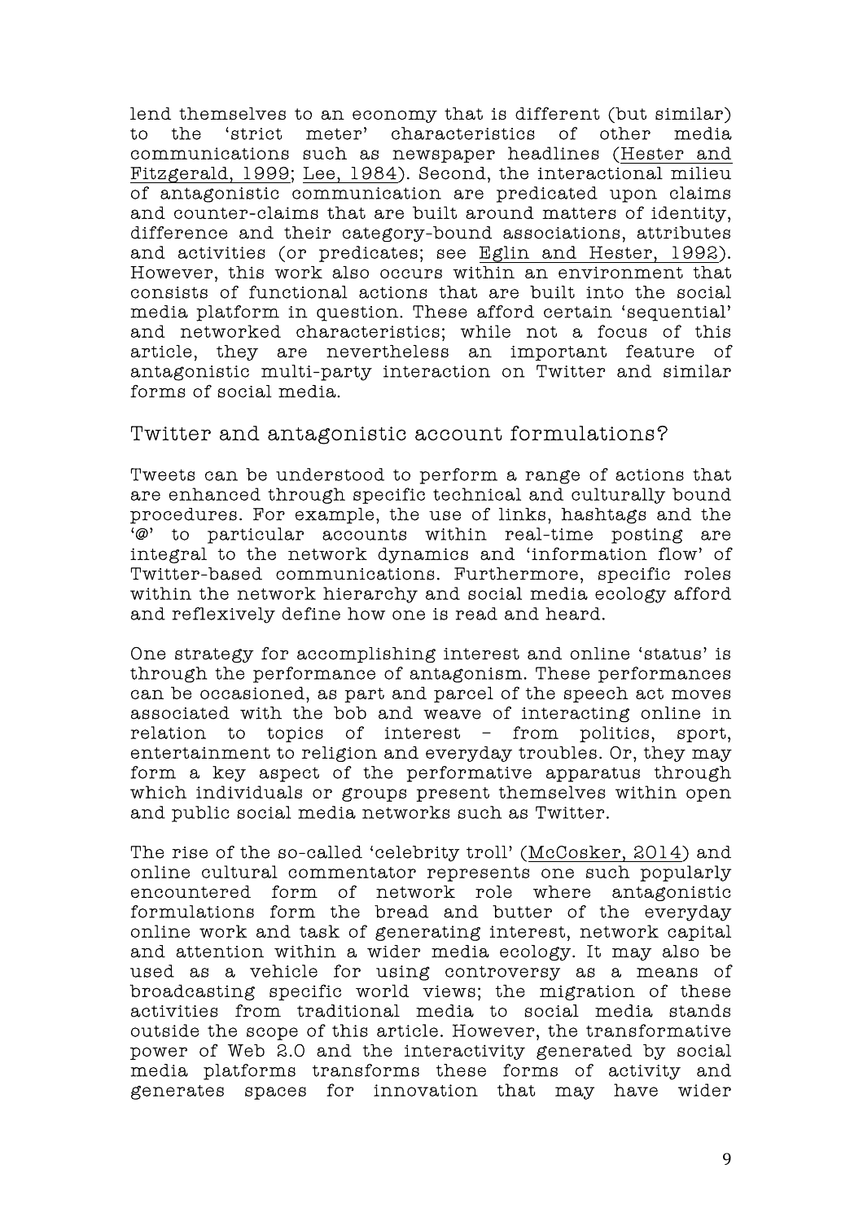lend themselves to an economy that is different (but similar) to the 'strict meter' characteristics of other media communications such as newspaper headlines (Hester and Fitzgerald, 1999; Lee, 1984). Second, the interactional milieu of antagonistic communication are predicated upon claims and counter-claims that are built around matters of identity, difference and their category-bound associations, attributes and activities (or predicates; see Eglin and Hester, 1992). However, this work also occurs within an environment that consists of functional actions that are built into the social media platform in question. These afford certain 'sequential' and networked characteristics; while not a focus of this article, they are nevertheless an important feature of antagonistic multi-party interaction on Twitter and similar forms of social media.

## Twitter and antagonistic account formulations?

Tweets can be understood to perform a range of actions that are enhanced through specific technical and culturally bound procedures. For example, the use of links, hashtags and the '@' to particular accounts within real-time posting are integral to the network dynamics and 'information flow' of Twitter-based communications. Furthermore, specific roles within the network hierarchy and social media ecology afford and reflexively define how one is read and heard.

One strategy for accomplishing interest and online 'status' is through the performance of antagonism. These performances can be occasioned, as part and parcel of the speech act moves associated with the bob and weave of interacting online in relation to topics of interest – from politics, sport, entertainment to religion and everyday troubles. Or, they may form a key aspect of the performative apparatus through which individuals or groups present themselves within open and public social media networks such as Twitter.

The rise of the so-called 'celebrity troll' (McCosker, 2014) and online cultural commentator represents one such popularly encountered form of network role where antagonistic formulations form the bread and butter of the everyday online work and task of generating interest, network capital and attention within a wider media ecology. It may also be used as a vehicle for using controversy as a means of broadcasting specific world views; the migration of these activities from traditional media to social media stands outside the scope of this article. However, the transformative power of Web 2.0 and the interactivity generated by social media platforms transforms these forms of activity and generates spaces for innovation that may have wider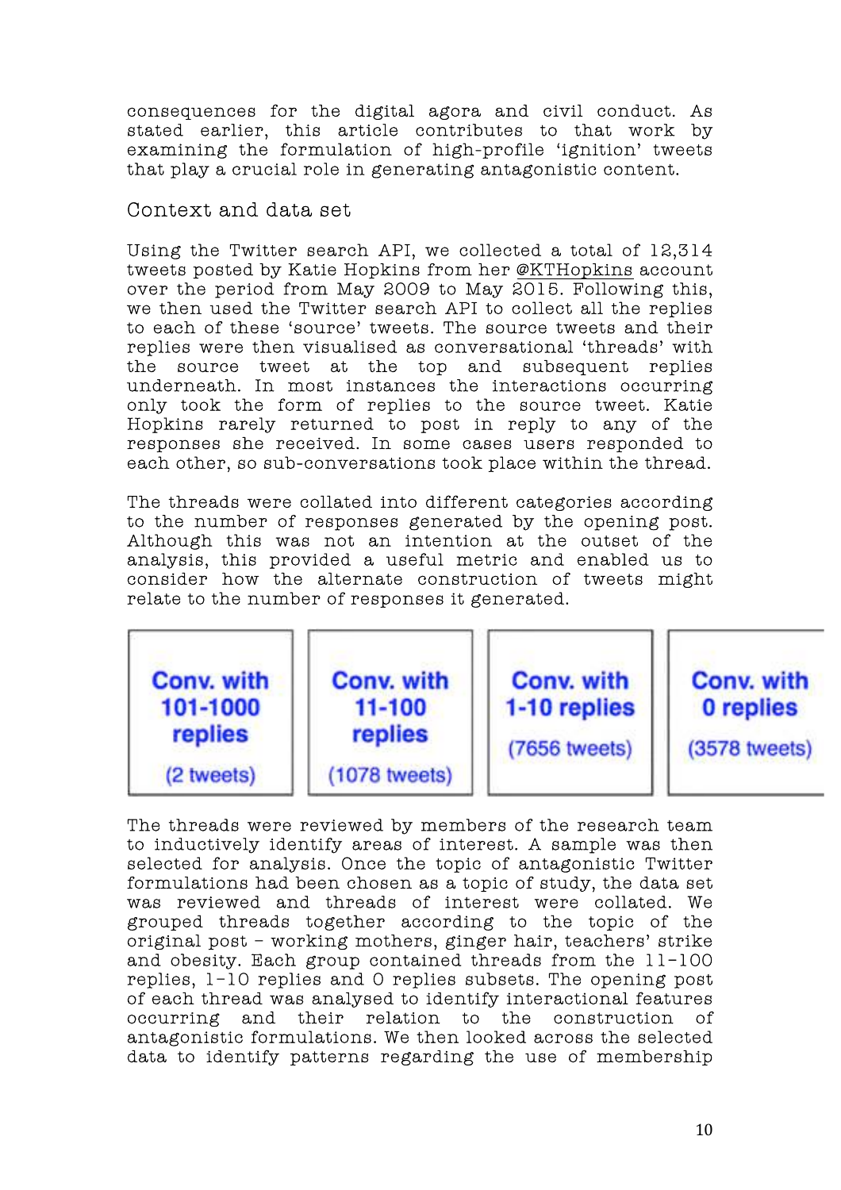consequences for the digital agora and civil conduct. As stated earlier, this article contributes to that work by examining the formulation of high-profile 'ignition' tweets that play a crucial role in generating antagonistic content.

## Context and data set

Using the Twitter search API, we collected a total of 12,314 tweets posted by Katie Hopkins from her @KTHopkins account over the period from May 2009 to May 2015. Following this, we then used the Twitter search API to collect all the replies to each of these 'source' tweets. The source tweets and their replies were then visualised as conversational 'threads' with the source tweet at the top and subsequent replies underneath. In most instances the interactions occurring only took the form of replies to the source tweet. Katie Hopkins rarely returned to post in reply to any of the responses she received. In some cases users responded to each other, so sub-conversations took place within the thread.

The threads were collated into different categories according to the number of responses generated by the opening post. Although this was not an intention at the outset of the analysis, this provided a useful metric and enabled us to consider how the alternate construction of tweets might relate to the number of responses it generated.

| Conv. with 101-1000 replies | Conv. with 11-100 replies | Conv. with 1-10 replies | Conv. with 0 replies |
| --- | --- | --- | --- |
| (2 tweets) | (1078 tweets) | (7656 tweets) | (3578 tweets) |

The threads were reviewed by members of the research team to inductively identify areas of interest. A sample was then selected for analysis. Once the topic of antagonistic Twitter formulations had been chosen as a topic of study, the data set was reviewed and threads of interest were collated. We grouped threads together according to the topic of the original post – working mothers, ginger hair, teachers' strike and obesity. Each group contained threads from the 11-100 replies, 1-10 replies and 0 replies subsets. The opening post of each thread was analysed to identify interactional features occurring and their relation to the construction of antagonistic formulations. We then looked across the selected data to identify patterns regarding the use of membership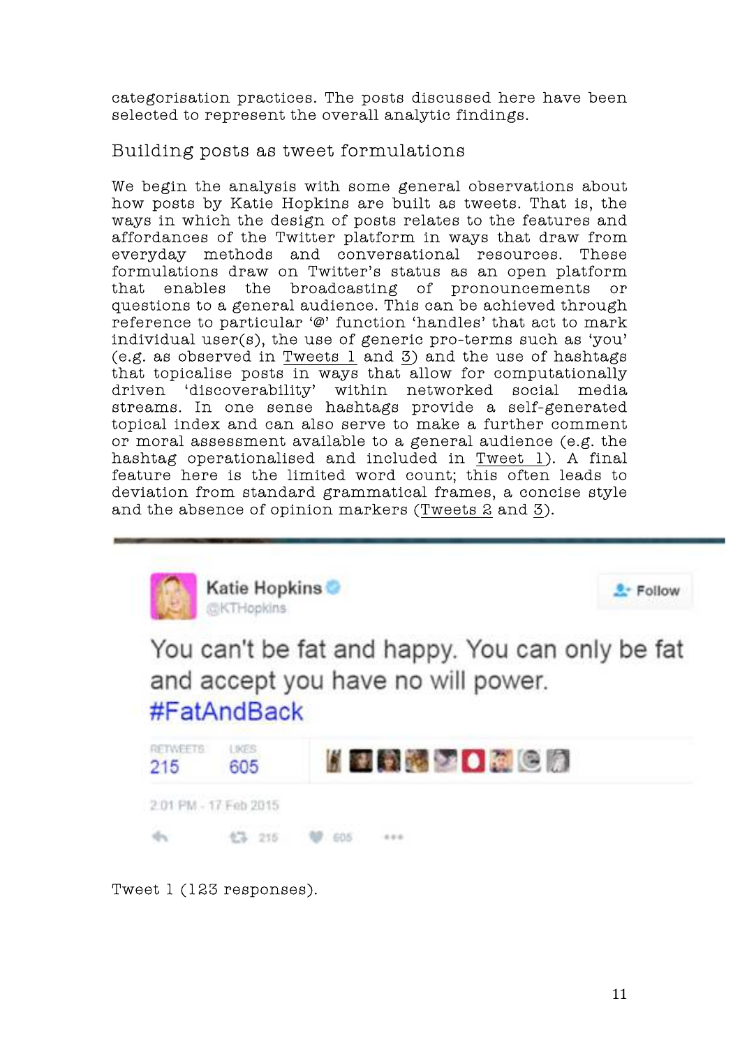categorisation practices. The posts discussed here have been selected to represent the overall analytic findings.

## Building posts as tweet formulations

We begin the analysis with some general observations about how posts by Katie Hopkins are built as tweets. That is, the ways in which the design of posts relates to the features and affordances of the Twitter platform in ways that draw from everyday methods and conversational resources. These formulations draw on Twitter's status as an open platform that enables the broadcasting of pronouncements or questions to a general audience. This can be achieved through reference to particular '@' function 'handles' that act to mark individual user(s), the use of generic pro-terms such as 'you' (e.g. as observed in Tweets 1 and 3) and the use of hashtags that topicalise posts in ways that allow for computationally driven 'discoverability' within networked social media streams. In one sense hashtags provide a self-generated topical index and can also serve to make a further comment or moral assessment available to a general audience (e.g. the hashtag operationalised and included in Tweet 1). A final feature here is the limited word count; this often leads to deviation from standard grammatical frames, a concise style and the absence of opinion markers (Tweets 2 and 3).

Katie Hopkins
@KTHopkins

Follow

You can't be fat and happy. You can only be fat and accept you have no will power. #FatAndBack

RETWEETS 215 LIKES 605

2:01 PM - 17 Feb 2015

Tweet 1 (123 responses).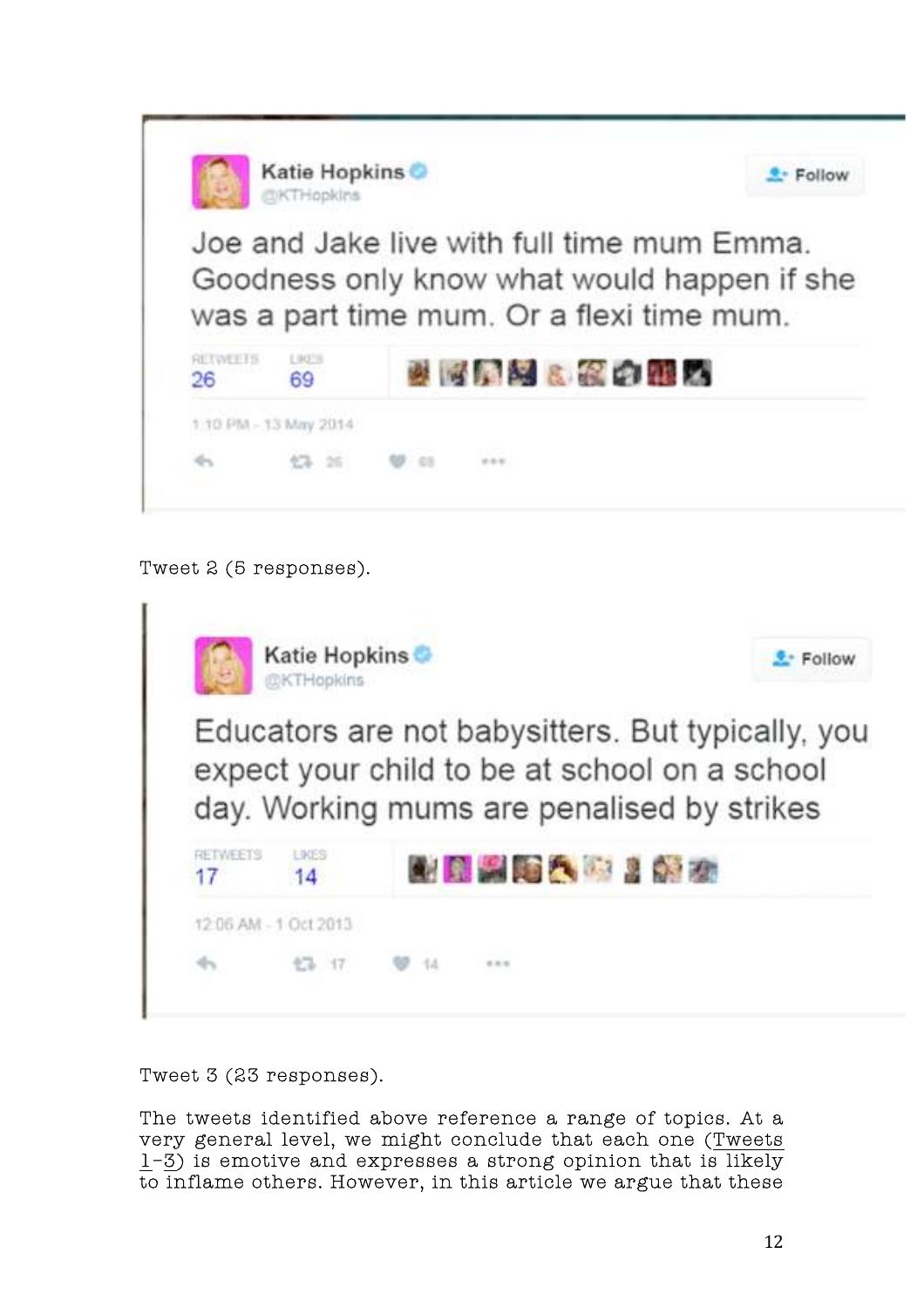> **Katie Hopkins** @KTHopkins
>
> Joe and Jake live with full time mum Emma. Goodness only know what would happen if she was a part time mum. Or a flexi time mum.
>
> RETWEETS 26 LIKES 69
>
> 1:10 PM - 13 May 2014

Tweet 2 (5 responses).

> **Katie Hopkins** @KTHopkins
>
> Educators are not babysitters. But typically, you expect your child to be at school on a school day. Working mums are penalised by strikes
>
> RETWEETS 17 LIKES 14
>
> 12:06 AM - 1 Oct 2013

Tweet 3 (23 responses).

The tweets identified above reference a range of topics. At a very general level, we might conclude that each one (Tweets 1–3) is emotive and expresses a strong opinion that is likely to inflame others. However, in this article we argue that these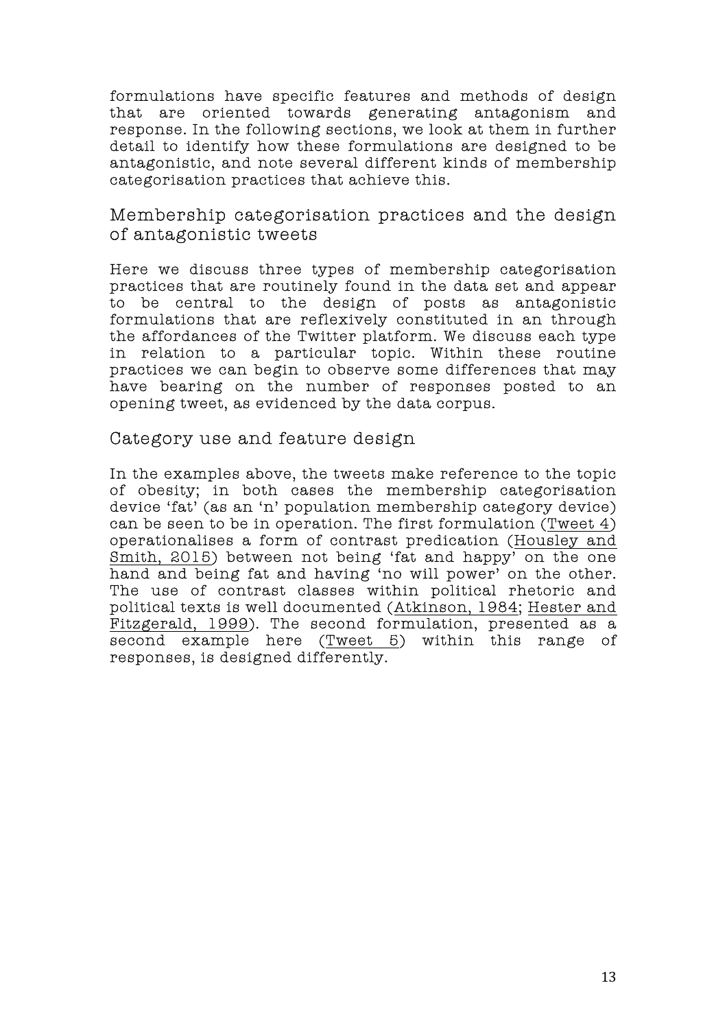formulations have specific features and methods of design that are oriented towards generating antagonism and response. In the following sections, we look at them in further detail to identify how these formulations are designed to be antagonistic, and note several different kinds of membership categorisation practices that achieve this.

## Membership categorisation practices and the design of antagonistic tweets

Here we discuss three types of membership categorisation practices that are routinely found in the data set and appear to be central to the design of posts as antagonistic formulations that are reflexively constituted in an through the affordances of the Twitter platform. We discuss each type in relation to a particular topic. Within these routine practices we can begin to observe some differences that may have bearing on the number of responses posted to an opening tweet, as evidenced by the data corpus.

## Category use and feature design

In the examples above, the tweets make reference to the topic of obesity; in both cases the membership categorisation device 'fat' (as an 'n' population membership category device) can be seen to be in operation. The first formulation (Tweet 4) operationalises a form of contrast predication (Housley and Smith, 2015) between not being 'fat and happy' on the one hand and being fat and having 'no will power' on the other. The use of contrast classes within political rhetoric and political texts is well documented (Atkinson, 1984; Hester and Fitzgerald, 1999). The second formulation, presented as a second example here (Tweet 5) within this range of responses, is designed differently.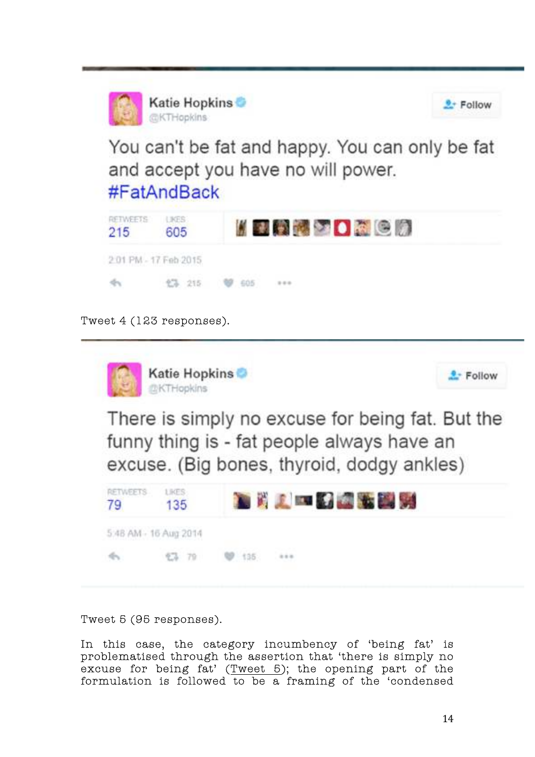Katie Hopkins @KTHopkins

You can't be fat and happy. You can only be fat and accept you have no will power. #FatAndBack

RETWEETS 215 LIKES 605

2:01 PM - 17 Feb 2015

Tweet 4 (123 responses).

Katie Hopkins @KTHopkins

There is simply no excuse for being fat. But the funny thing is - fat people always have an excuse. (Big bones, thyroid, dodgy ankles)

RETWEETS 79 LIKES 135

5:48 AM - 16 Aug 2014

Tweet 5 (95 responses).

In this case, the category incumbency of 'being fat' is problematised through the assertion that 'there is simply no excuse for being fat' (Tweet 5); the opening part of the formulation is followed to be a framing of the 'condensed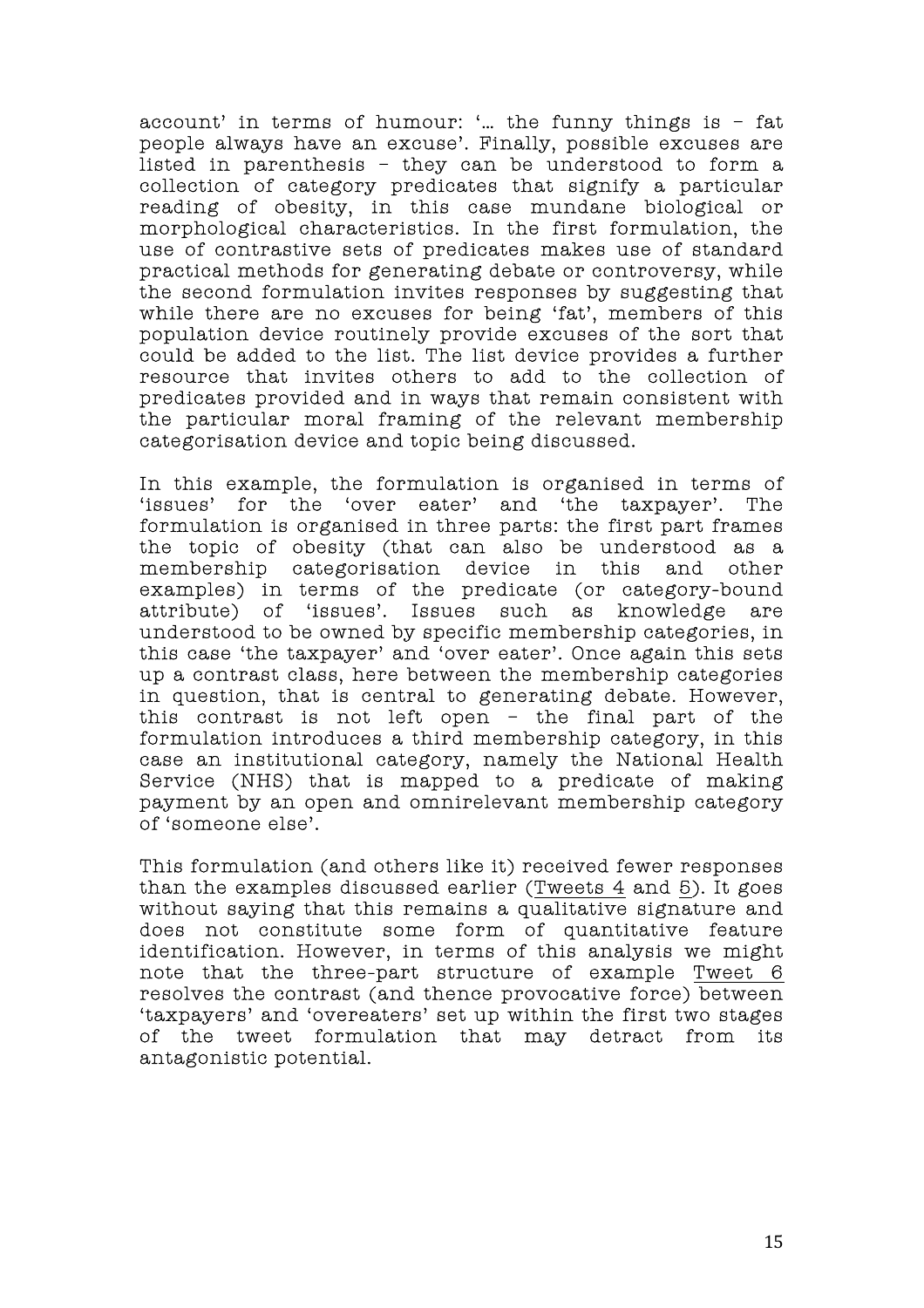account' in terms of humour: '… the funny things is – fat people always have an excuse'. Finally, possible excuses are listed in parenthesis – they can be understood to form a collection of category predicates that signify a particular reading of obesity, in this case mundane biological or morphological characteristics. In the first formulation, the use of contrastive sets of predicates makes use of standard practical methods for generating debate or controversy, while the second formulation invites responses by suggesting that while there are no excuses for being 'fat', members of this population device routinely provide excuses of the sort that could be added to the list. The list device provides a further resource that invites others to add to the collection of predicates provided and in ways that remain consistent with the particular moral framing of the relevant membership categorisation device and topic being discussed.

In this example, the formulation is organised in terms of 'issues' for the 'over eater' and 'the taxpayer'. The formulation is organised in three parts: the first part frames the topic of obesity (that can also be understood as a membership categorisation device in this and other examples) in terms of the predicate (or category-bound attribute) of 'issues'. Issues such as knowledge are understood to be owned by specific membership categories, in this case 'the taxpayer' and 'over eater'. Once again this sets up a contrast class, here between the membership categories in question, that is central to generating debate. However, this contrast is not left open – the final part of the formulation introduces a third membership category, in this case an institutional category, namely the National Health Service (NHS) that is mapped to a predicate of making payment by an open and omnirelevant membership category of 'someone else'.

This formulation (and others like it) received fewer responses than the examples discussed earlier (Tweets 4 and 5). It goes without saying that this remains a qualitative signature and does not constitute some form of quantitative feature identification. However, in terms of this analysis we might note that the three-part structure of example Tweet 6 resolves the contrast (and thence provocative force) between 'taxpayers' and 'overeaters' set up within the first two stages of the tweet formulation that may detract from its antagonistic potential.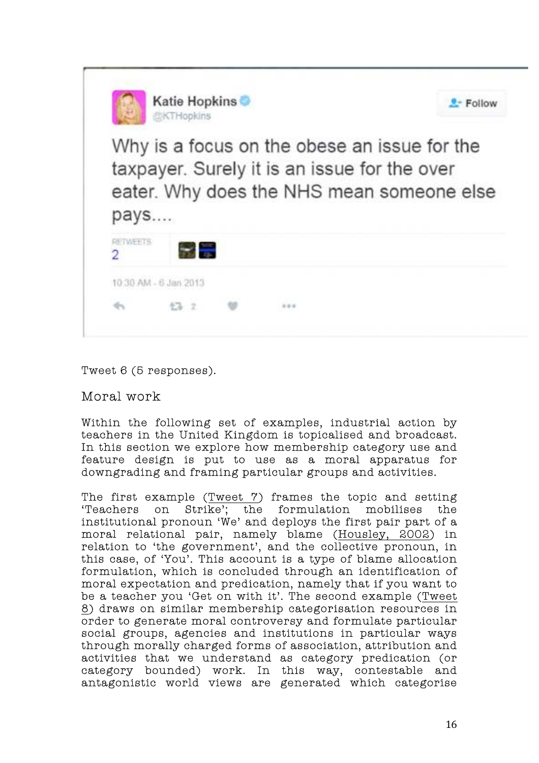Katie Hopkins @KTHopkins

Why is a focus on the obese an issue for the taxpayer. Surely it is an issue for the over eater. Why does the NHS mean someone else pays....

RETWEETS 2

10:30 AM - 6 Jan 2013

Tweet 6 (5 responses).

## Moral work

Within the following set of examples, industrial action by teachers in the United Kingdom is topicalised and broadcast. In this section we explore how membership category use and feature design is put to use as a moral apparatus for downgrading and framing particular groups and activities.

The first example (Tweet 7) frames the topic and setting 'Teachers on Strike'; the formulation mobilises the institutional pronoun 'We' and deploys the first pair part of a moral relational pair, namely blame (Housley, 2002) in relation to 'the government', and the collective pronoun, in this case, of 'You'. This account is a type of blame allocation formulation, which is concluded through an identification of moral expectation and predication, namely that if you want to be a teacher you 'Get on with it'. The second example (Tweet 8) draws on similar membership categorisation resources in order to generate moral controversy and formulate particular social groups, agencies and institutions in particular ways through morally charged forms of association, attribution and activities that we understand as category predication (or category bounded) work. In this way, contestable and antagonistic world views are generated which categorise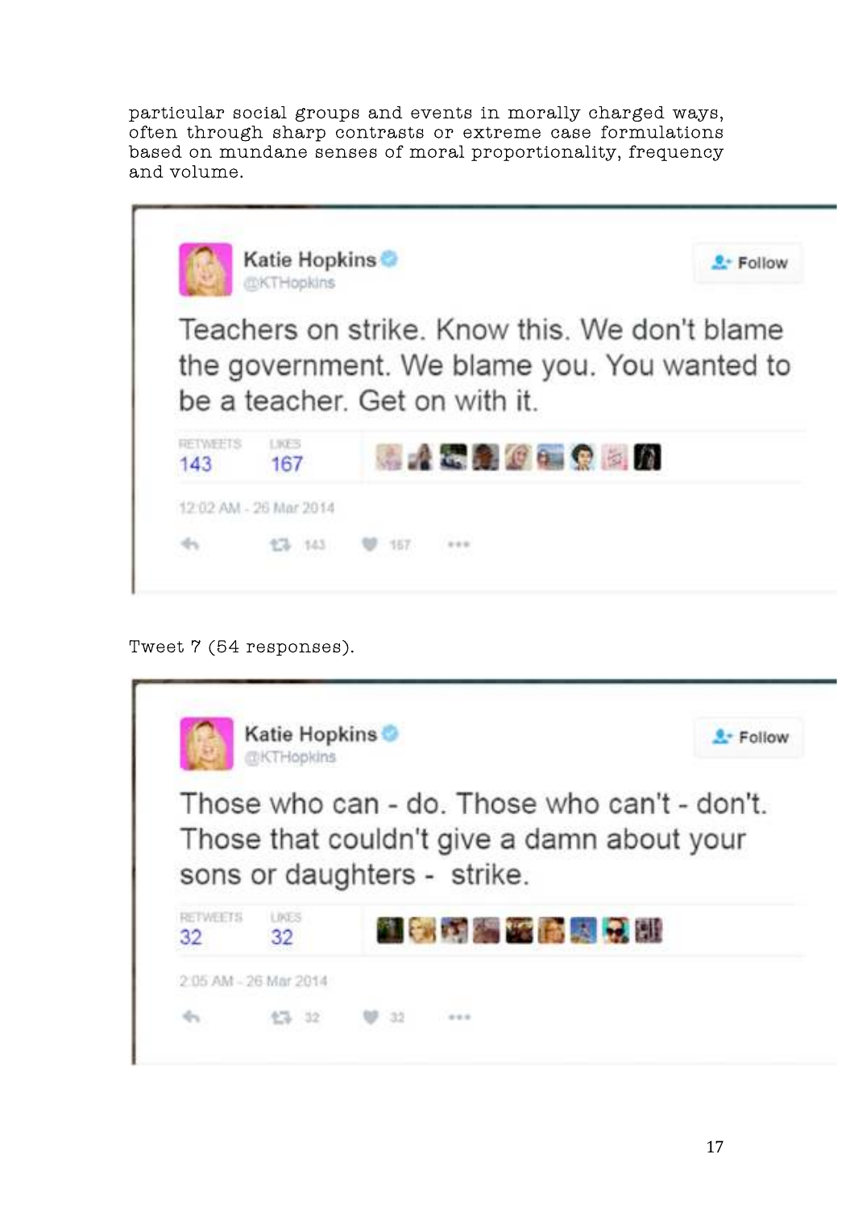particular social groups and events in morally charged ways, often through sharp contrasts or extreme case formulations based on mundane senses of moral proportionality, frequency and volume.

> **Katie Hopkins** @KTHopkins
>
> Teachers on strike. Know this. We don't blame the government. We blame you. You wanted to be a teacher. Get on with it.
>
> RETWEETS 143 LIKES 167
>
> 12:02 AM - 26 Mar 2014

Tweet 7 (54 responses).

> **Katie Hopkins** @KTHopkins
>
> Those who can - do. Those who can't - don't. Those that couldn't give a damn about your sons or daughters - strike.
>
> RETWEETS 32 LIKES 32
>
> 2:05 AM - 26 Mar 2014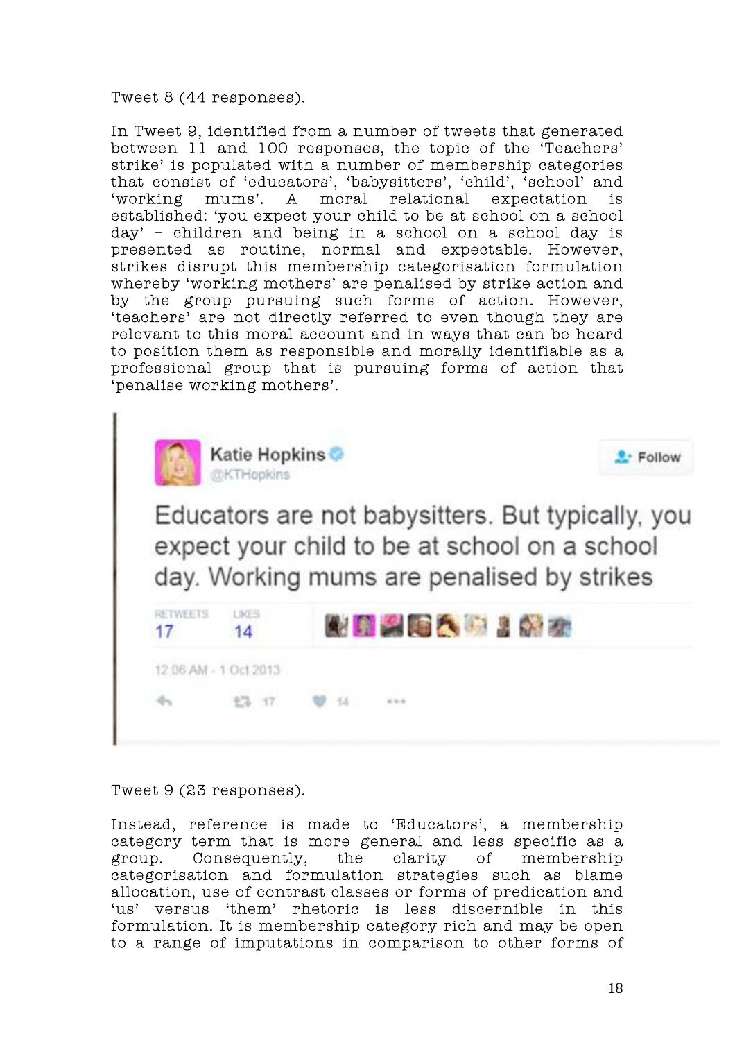Tweet 8 (44 responses).

In Tweet 9, identified from a number of tweets that generated between 11 and 100 responses, the topic of the 'Teachers' strike' is populated with a number of membership categories that consist of 'educators', 'babysitters', 'child', 'school' and 'working mums'. A moral relational expectation is established: 'you expect your child to be at school on a school day' – children and being in a school on a school day is presented as routine, normal and expectable. However, strikes disrupt this membership categorisation formulation whereby 'working mothers' are penalised by strike action and by the group pursuing such forms of action. However, 'teachers' are not directly referred to even though they are relevant to this moral account and in ways that can be heard to position them as responsible and morally identifiable as a professional group that is pursuing forms of action that 'penalise working mothers'.

Katie Hopkins @KTHopkins

Educators are not babysitters. But typically, you expect your child to be at school on a school day. Working mums are penalised by strikes

RETWEETS 17 LIKES 14

12:06 AM - 1 Oct 2013

Tweet 9 (23 responses).

Instead, reference is made to 'Educators', a membership category term that is more general and less specific as a group. Consequently, the clarity of membership categorisation and formulation strategies such as blame allocation, use of contrast classes or forms of predication and 'us' versus 'them' rhetoric is less discernible in this formulation. It is membership category rich and may be open to a range of imputations in comparison to other forms of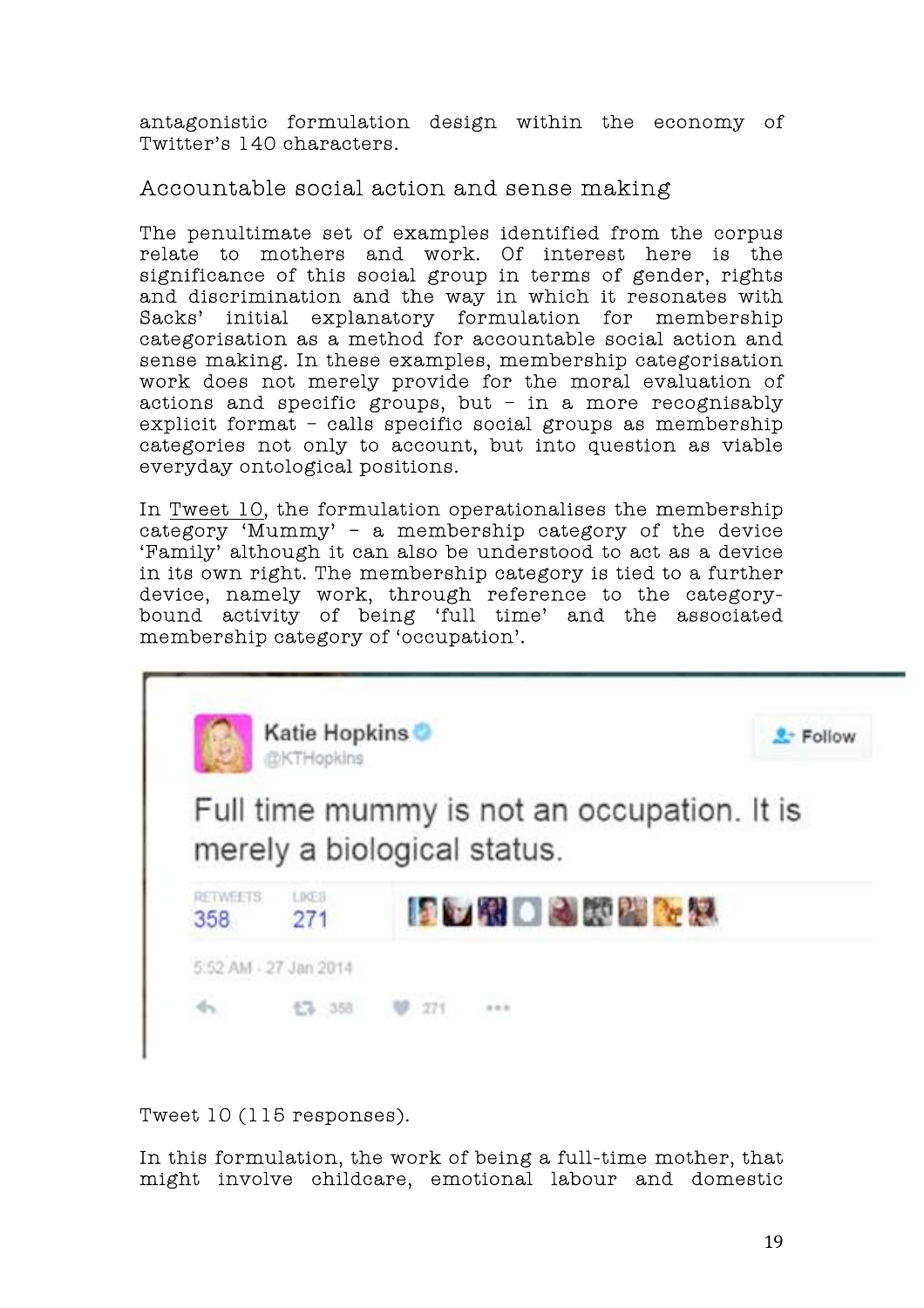antagonistic formulation design within the economy of Twitter's 140 characters.

## Accountable social action and sense making

The penultimate set of examples identified from the corpus relate to mothers and work. Of interest here is the significance of this social group in terms of gender, rights and discrimination and the way in which it resonates with Sacks' initial explanatory formulation for membership categorisation as a method for accountable social action and sense making. In these examples, membership categorisation work does not merely provide for the moral evaluation of actions and specific groups, but – in a more recognisably explicit format – calls specific social groups as membership categories not only to account, but into question as viable everyday ontological positions.

In Tweet 10, the formulation operationalises the membership category 'Mummy' – a membership category of the device 'Family' although it can also be understood to act as a device in its own right. The membership category is tied to a further device, namely work, through reference to the category-bound activity of being 'full time' and the associated membership category of 'occupation'.

> Katie Hopkins @KTHopkins
>
> Full time mummy is not an occupation. It is merely a biological status.
>
> RETWEETS 358 LIKES 271
>
> 5:52 AM - 27 Jan 2014

Tweet 10 (115 responses).

In this formulation, the work of being a full-time mother, that might involve childcare, emotional labour and domestic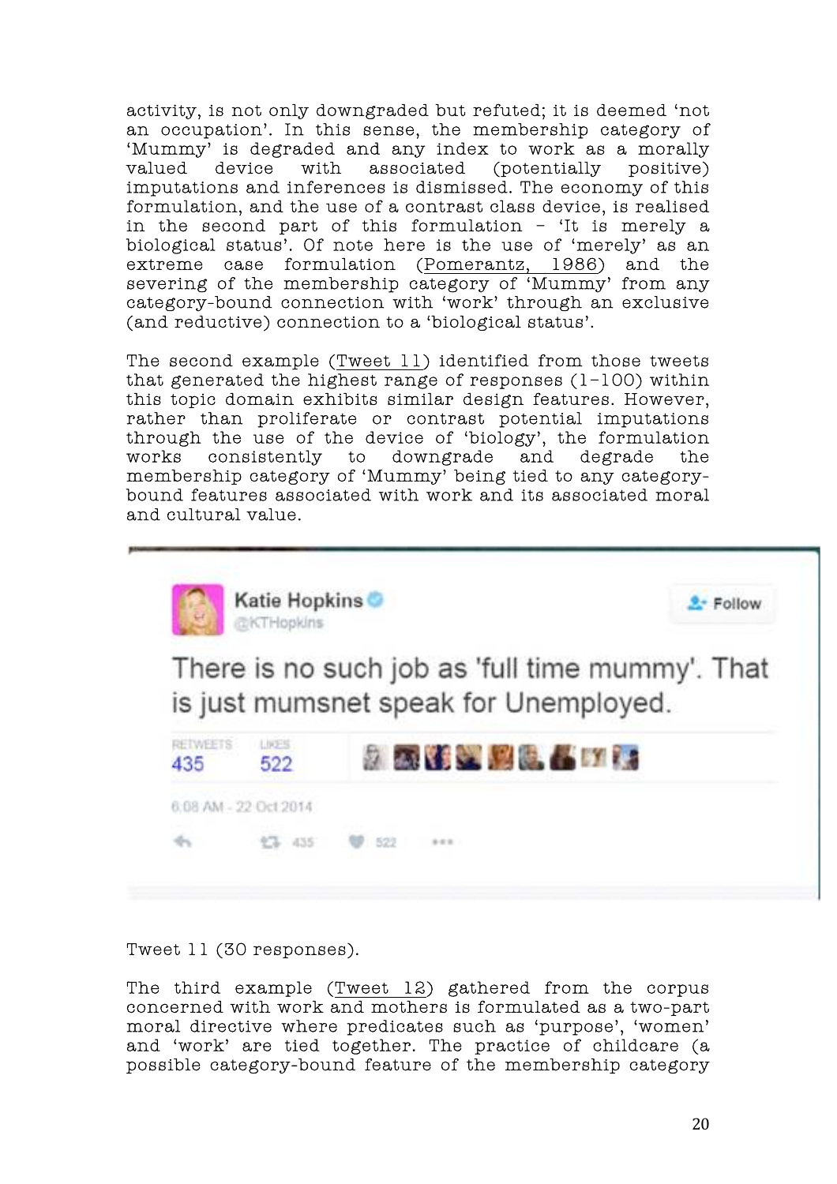activity, is not only downgraded but refuted; it is deemed 'not an occupation'. In this sense, the membership category of 'Mummy' is degraded and any index to work as a morally valued device with associated (potentially positive) imputations and inferences is dismissed. The economy of this formulation, and the use of a contrast class device, is realised in the second part of this formulation – 'It is merely a biological status'. Of note here is the use of 'merely' as an extreme case formulation (Pomerantz, 1986) and the severing of the membership category of 'Mummy' from any category-bound connection with 'work' through an exclusive (and reductive) connection to a 'biological status'.

The second example (Tweet 11) identified from those tweets that generated the highest range of responses (1–100) within this topic domain exhibits similar design features. However, rather than proliferate or contrast potential imputations through the use of the device of 'biology', the formulation works consistently to downgrade and degrade the membership category of 'Mummy' being tied to any category-bound features associated with work and its associated moral and cultural value.

Katie Hopkins @KTHopkins

There is no such job as 'full time mummy'. That is just mumsnet speak for Unemployed.

RETWEETS 435 LIKES 522

6:08 AM - 22 Oct 2014

Tweet 11 (30 responses).

The third example (Tweet 12) gathered from the corpus concerned with work and mothers is formulated as a two-part moral directive where predicates such as 'purpose', 'women' and 'work' are tied together. The practice of childcare (a possible category-bound feature of the membership category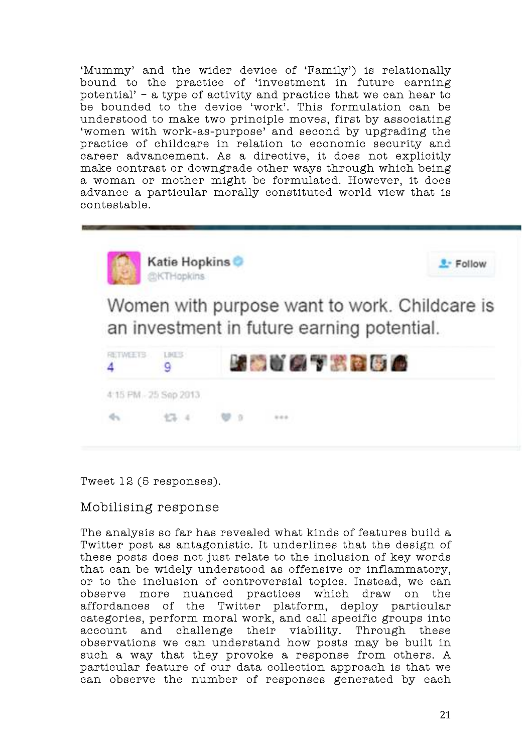'Mummy' and the wider device of 'Family') is relationally bound to the practice of 'investment in future earning potential' – a type of activity and practice that we can hear to be bounded to the device 'work'. This formulation can be understood to make two principle moves, first by associating 'women with work-as-purpose' and second by upgrading the practice of childcare in relation to economic security and career advancement. As a directive, it does not explicitly make contrast or downgrade other ways through which being a woman or mother might be formulated. However, it does advance a particular morally constituted world view that is contestable.

Katie Hopkins
@KTHopkins

Women with purpose want to work. Childcare is an investment in future earning potential.

RETWEETS 4 LIKES 9

4:15 PM - 25 Sep 2013

Tweet 12 (5 responses).

## Mobilising response

The analysis so far has revealed what kinds of features build a Twitter post as antagonistic. It underlines that the design of these posts does not just relate to the inclusion of key words that can be widely understood as offensive or inflammatory, or to the inclusion of controversial topics. Instead, we can observe more nuanced practices which draw on the affordances of the Twitter platform, deploy particular categories, perform moral work, and call specific groups into account and challenge their viability. Through these observations we can understand how posts may be built in such a way that they provoke a response from others. A particular feature of our data collection approach is that we can observe the number of responses generated by each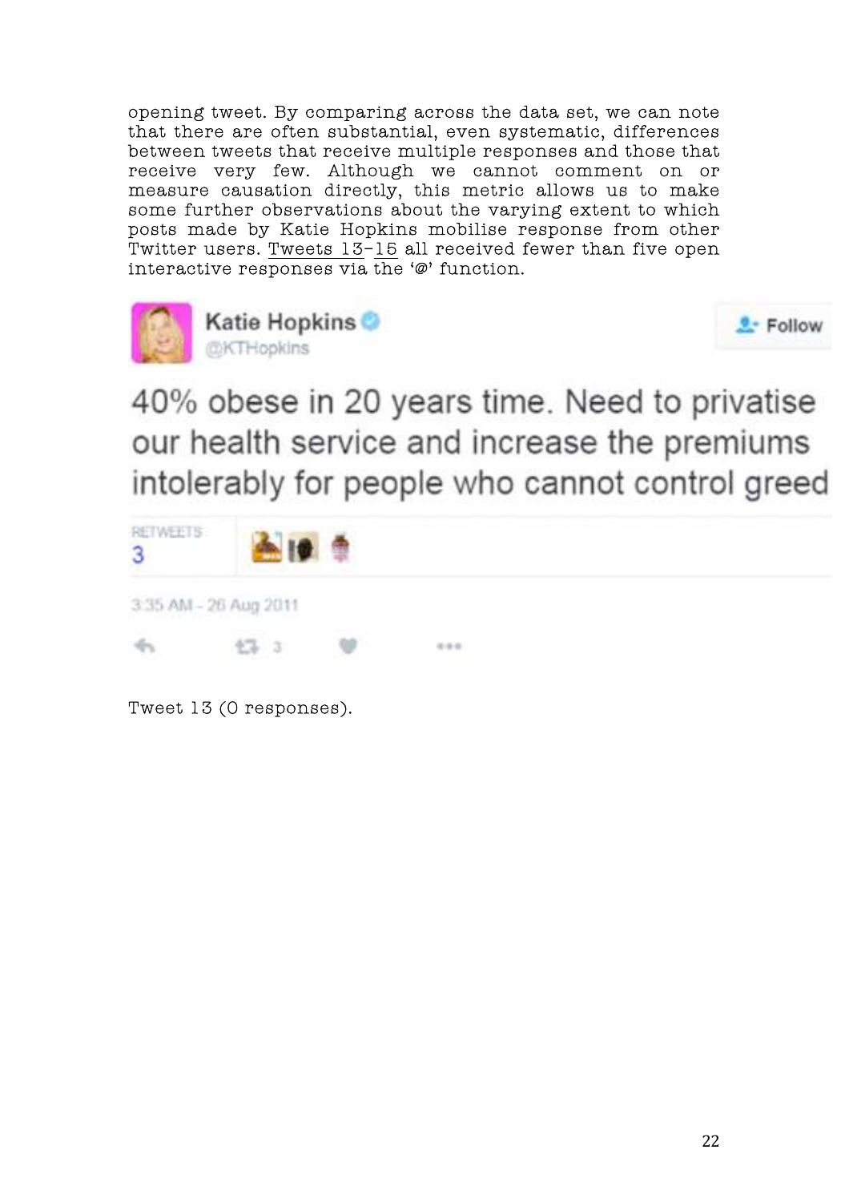opening tweet. By comparing across the data set, we can note that there are often substantial, even systematic, differences between tweets that receive multiple responses and those that receive very few. Although we cannot comment on or measure causation directly, this metric allows us to make some further observations about the varying extent to which posts made by Katie Hopkins mobilise response from other Twitter users. Tweets 13–15 all received fewer than five open interactive responses via the '@' function.

Katie Hopkins
@KTHopkins

40% obese in 20 years time. Need to privatise our health service and increase the premiums intolerably for people who cannot control greed

RETWEETS
3

3:35 AM - 26 Aug 2011

Tweet 13 (0 responses).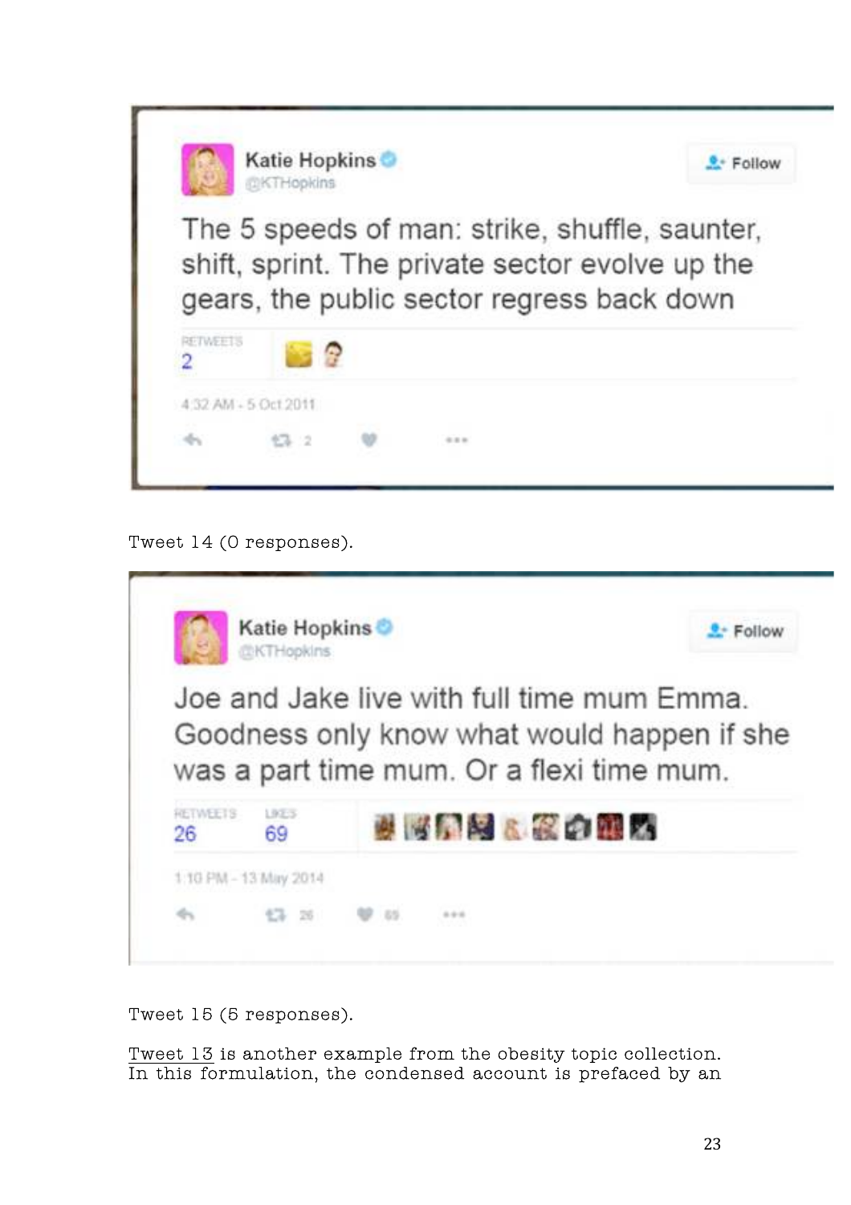Katie Hopkins
@KTHopkins

The 5 speeds of man: strike, shuffle, saunter, shift, sprint. The private sector evolve up the gears, the public sector regress back down

RETWEETS 2

4:32 AM - 5 Oct 2011

Tweet 14 (0 responses).

Katie Hopkins
@KTHopkins

Joe and Jake live with full time mum Emma. Goodness only know what would happen if she was a part time mum. Or a flexi time mum.

RETWEETS 26 LIKES 69

1:10 PM - 13 May 2014

Tweet 15 (5 responses).

Tweet 13 is another example from the obesity topic collection. In this formulation, the condensed account is prefaced by an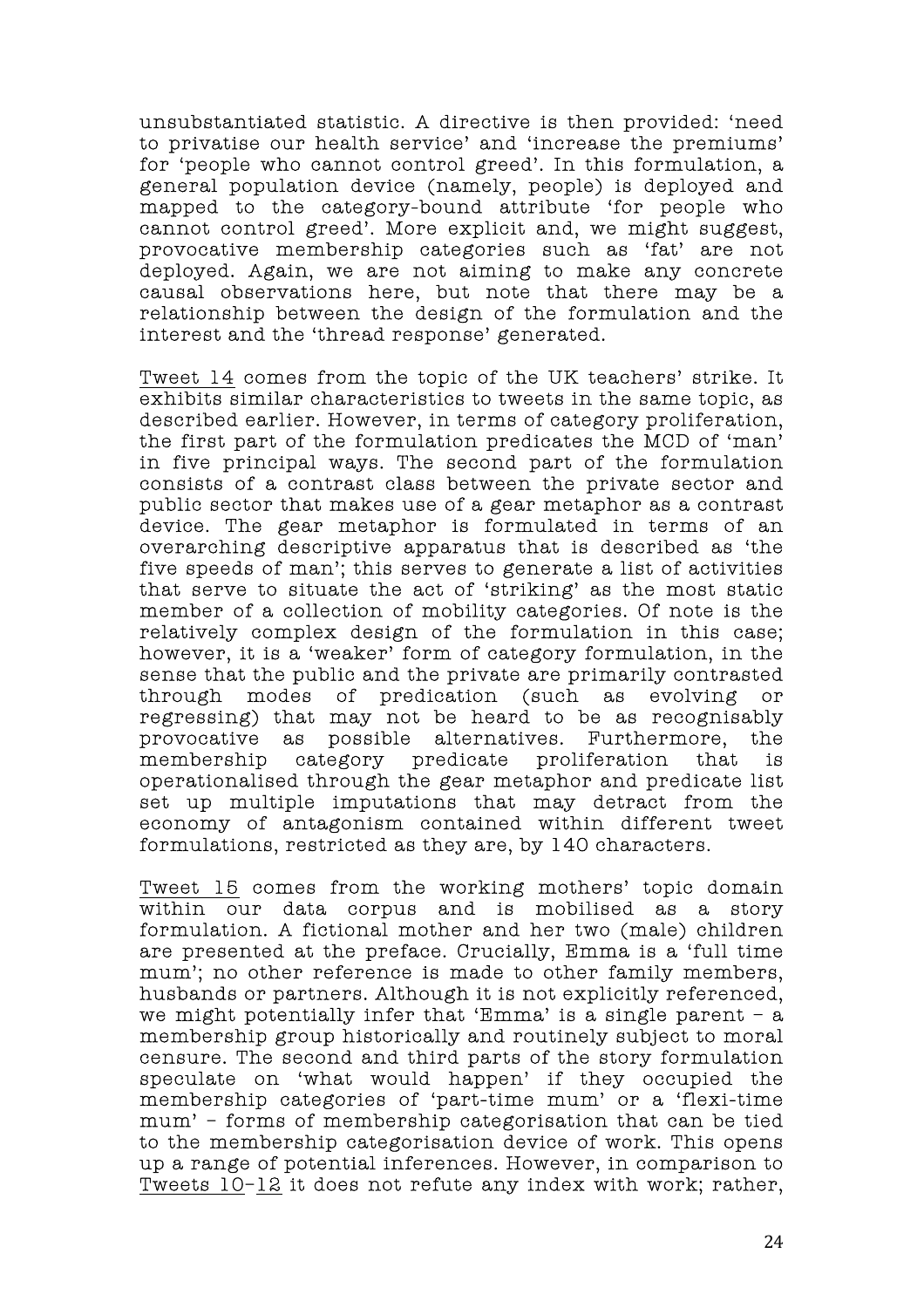unsubstantiated statistic. A directive is then provided: 'need to privatise our health service' and 'increase the premiums' for 'people who cannot control greed'. In this formulation, a general population device (namely, people) is deployed and mapped to the category-bound attribute 'for people who cannot control greed'. More explicit and, we might suggest, provocative membership categories such as 'fat' are not deployed. Again, we are not aiming to make any concrete causal observations here, but note that there may be a relationship between the design of the formulation and the interest and the 'thread response' generated.

Tweet 14 comes from the topic of the UK teachers' strike. It exhibits similar characteristics to tweets in the same topic, as described earlier. However, in terms of category proliferation, the first part of the formulation predicates the MCD of 'man' in five principal ways. The second part of the formulation consists of a contrast class between the private sector and public sector that makes use of a gear metaphor as a contrast device. The gear metaphor is formulated in terms of an overarching descriptive apparatus that is described as 'the five speeds of man'; this serves to generate a list of activities that serve to situate the act of 'striking' as the most static member of a collection of mobility categories. Of note is the relatively complex design of the formulation in this case; however, it is a 'weaker' form of category formulation, in the sense that the public and the private are primarily contrasted through modes of predication (such as evolving or regressing) that may not be heard to be as recognisably provocative as possible alternatives. Furthermore, the membership category predicate proliferation that is operationalised through the gear metaphor and predicate list set up multiple imputations that may detract from the economy of antagonism contained within different tweet formulations, restricted as they are, by 140 characters.

Tweet 15 comes from the working mothers' topic domain within our data corpus and is mobilised as a story formulation. A fictional mother and her two (male) children are presented at the preface. Crucially, Emma is a 'full time mum'; no other reference is made to other family members, husbands or partners. Although it is not explicitly referenced, we might potentially infer that 'Emma' is a single parent – a membership group historically and routinely subject to moral censure. The second and third parts of the story formulation speculate on 'what would happen' if they occupied the membership categories of 'part-time mum' or a 'flexi-time mum' – forms of membership categorisation that can be tied to the membership categorisation device of work. This opens up a range of potential inferences. However, in comparison to Tweets 10–12 it does not refute any index with work; rather,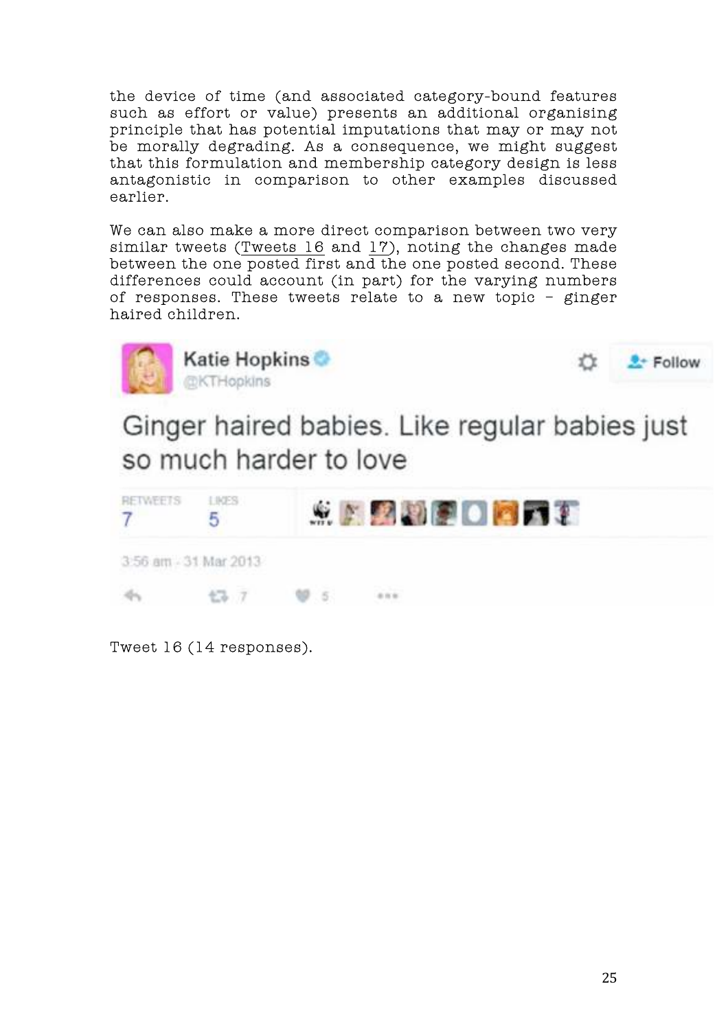the device of time (and associated category-bound features such as effort or value) presents an additional organising principle that has potential imputations that may or may not be morally degrading. As a consequence, we might suggest that this formulation and membership category design is less antagonistic in comparison to other examples discussed earlier.

We can also make a more direct comparison between two very similar tweets (Tweets 16 and 17), noting the changes made between the one posted first and the one posted second. These differences could account (in part) for the varying numbers of responses. These tweets relate to a new topic – ginger haired children.

Katie Hopkins
@KTHopkins

Ginger haired babies. Like regular babies just so much harder to love

RETWEETS 7 LIKES 5

3:56 am - 31 Mar 2013

Tweet 16 (14 responses).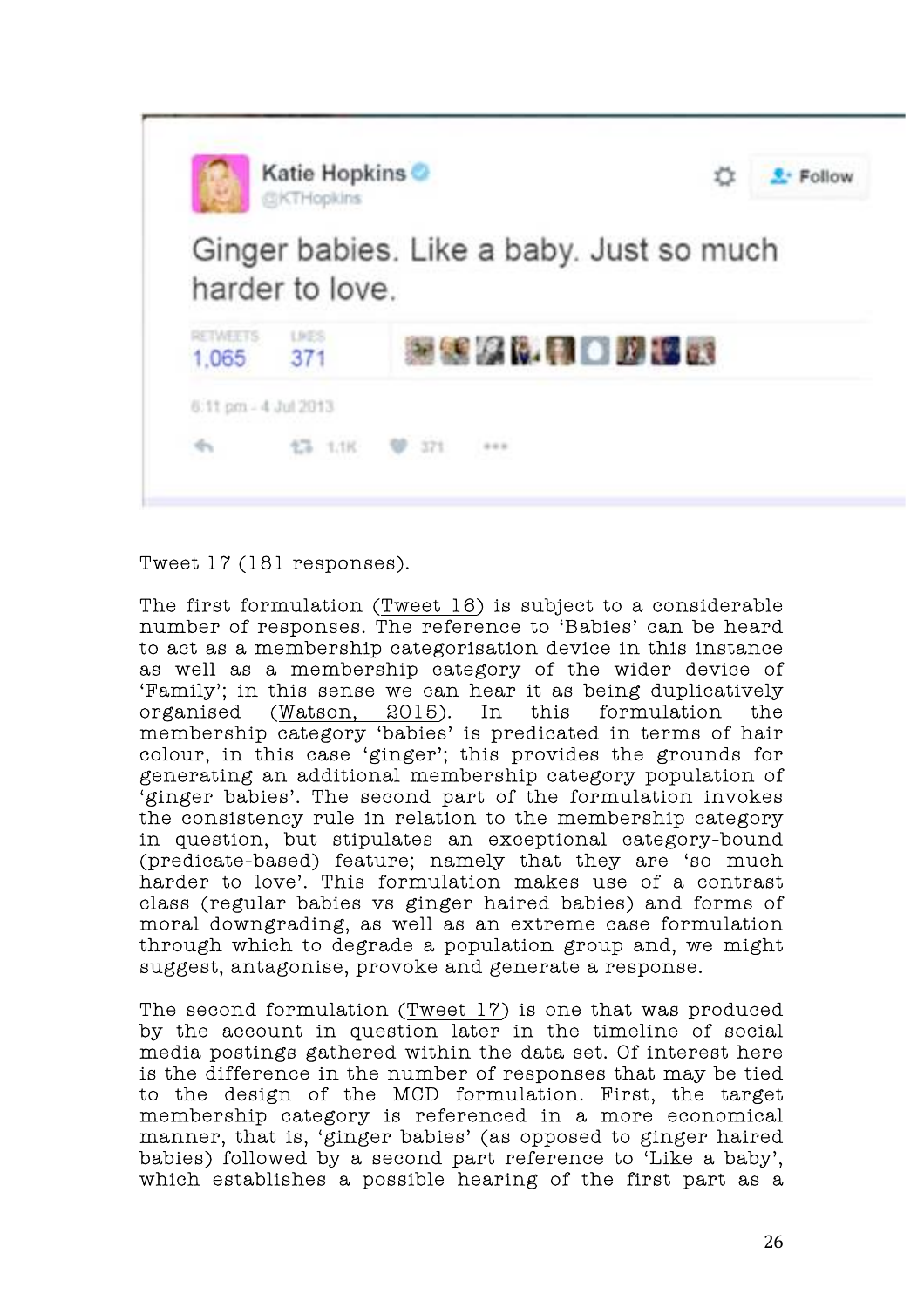Katie Hopkins @KTHopkins

Ginger babies. Like a baby. Just so much harder to love.

RETWEETS 1,065 LIKES 371

6:11 pm - 4 Jul 2013

Tweet 17 (181 responses).

The first formulation (Tweet 16) is subject to a considerable number of responses. The reference to 'Babies' can be heard to act as a membership categorisation device in this instance as well as a membership category of the wider device of 'Family'; in this sense we can hear it as being duplicatively organised (Watson, 2015). In this formulation the membership category 'babies' is predicated in terms of hair colour, in this case 'ginger'; this provides the grounds for generating an additional membership category population of 'ginger babies'. The second part of the formulation invokes the consistency rule in relation to the membership category in question, but stipulates an exceptional category-bound (predicate-based) feature; namely that they are 'so much harder to love'. This formulation makes use of a contrast class (regular babies vs ginger haired babies) and forms of moral downgrading, as well as an extreme case formulation through which to degrade a population group and, we might suggest, antagonise, provoke and generate a response.

The second formulation (Tweet 17) is one that was produced by the account in question later in the timeline of social media postings gathered within the data set. Of interest here is the difference in the number of responses that may be tied to the design of the MCD formulation. First, the target membership category is referenced in a more economical manner, that is, 'ginger babies' (as opposed to ginger haired babies) followed by a second part reference to 'Like a baby', which establishes a possible hearing of the first part as a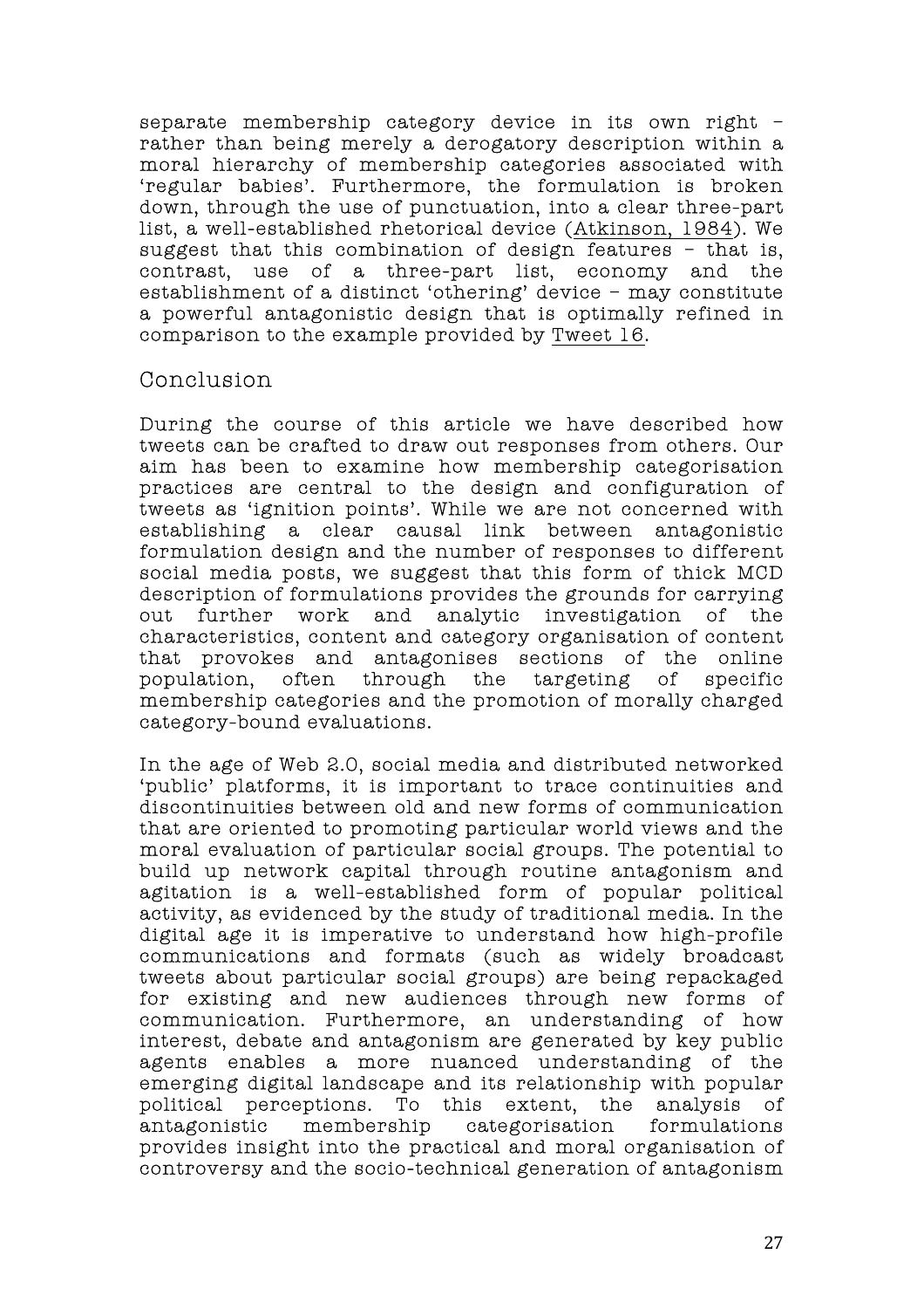separate membership category device in its own right – rather than being merely a derogatory description within a moral hierarchy of membership categories associated with 'regular babies'. Furthermore, the formulation is broken down, through the use of punctuation, into a clear three-part list, a well-established rhetorical device (Atkinson, 1984). We suggest that this combination of design features – that is, contrast, use of a three-part list, economy and the establishment of a distinct 'othering' device – may constitute a powerful antagonistic design that is optimally refined in comparison to the example provided by Tweet 16.

## Conclusion

During the course of this article we have described how tweets can be crafted to draw out responses from others. Our aim has been to examine how membership categorisation practices are central to the design and configuration of tweets as 'ignition points'. While we are not concerned with establishing a clear causal link between antagonistic formulation design and the number of responses to different social media posts, we suggest that this form of thick MCD description of formulations provides the grounds for carrying out further work and analytic investigation of the characteristics, content and category organisation of content that provokes and antagonises sections of the online population, often through the targeting of specific membership categories and the promotion of morally charged category-bound evaluations.

In the age of Web 2.0, social media and distributed networked 'public' platforms, it is important to trace continuities and discontinuities between old and new forms of communication that are oriented to promoting particular world views and the moral evaluation of particular social groups. The potential to build up network capital through routine antagonism and agitation is a well-established form of popular political activity, as evidenced by the study of traditional media. In the digital age it is imperative to understand how high-profile communications and formats (such as widely broadcast tweets about particular social groups) are being repackaged for existing and new audiences through new forms of communication. Furthermore, an understanding of how interest, debate and antagonism are generated by key public agents enables a more nuanced understanding of the emerging digital landscape and its relationship with popular political perceptions. To this extent, the analysis of antagonistic membership categorisation formulations provides insight into the practical and moral organisation of controversy and the socio-technical generation of antagonism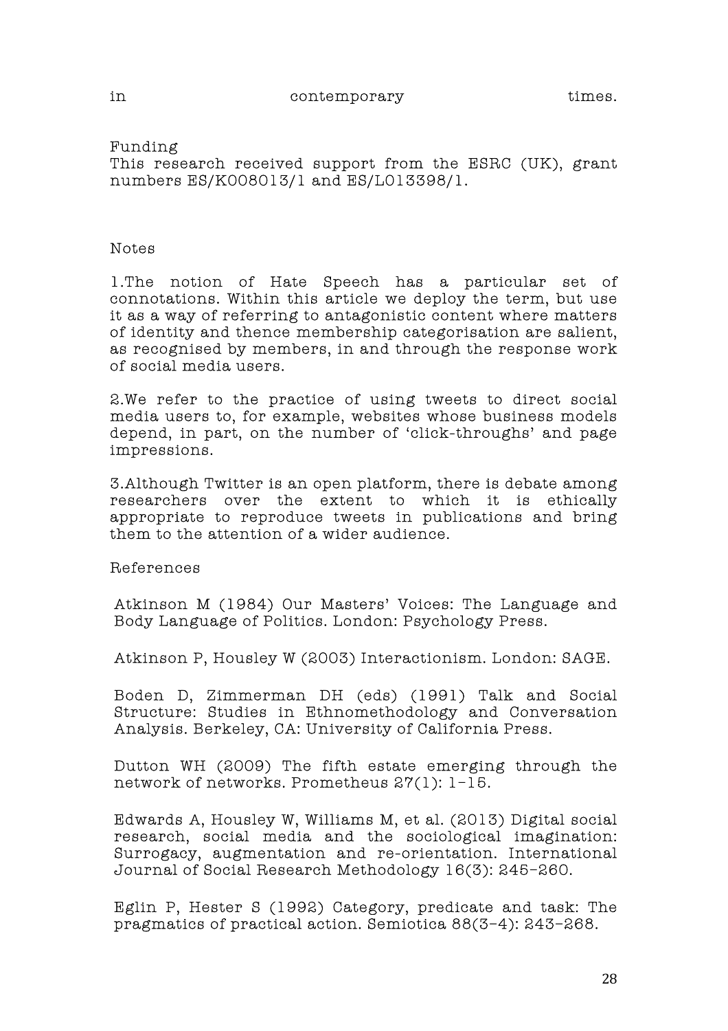in contemporary times.

Funding

This research received support from the ESRC (UK), grant numbers ES/K008013/1 and ES/L013398/1.

Notes

1.The notion of Hate Speech has a particular set of connotations. Within this article we deploy the term, but use it as a way of referring to antagonistic content where matters of identity and thence membership categorisation are salient, as recognised by members, in and through the response work of social media users.

2.We refer to the practice of using tweets to direct social media users to, for example, websites whose business models depend, in part, on the number of 'click-throughs' and page impressions.

3.Although Twitter is an open platform, there is debate among researchers over the extent to which it is ethically appropriate to reproduce tweets in publications and bring them to the attention of a wider audience.

References

Atkinson M (1984) Our Masters' Voices: The Language and Body Language of Politics. London: Psychology Press.

Atkinson P, Housley W (2003) Interactionism. London: SAGE.

Boden D, Zimmerman DH (eds) (1991) Talk and Social Structure: Studies in Ethnomethodology and Conversation Analysis. Berkeley, CA: University of California Press.

Dutton WH (2009) The fifth estate emerging through the network of networks. Prometheus 27(1): 1–15.

Edwards A, Housley W, Williams M, et al. (2013) Digital social research, social media and the sociological imagination: Surrogacy, augmentation and re-orientation. International Journal of Social Research Methodology 16(3): 245–260.

Eglin P, Hester S (1992) Category, predicate and task: The pragmatics of practical action. Semiotica 88(3–4): 243–268.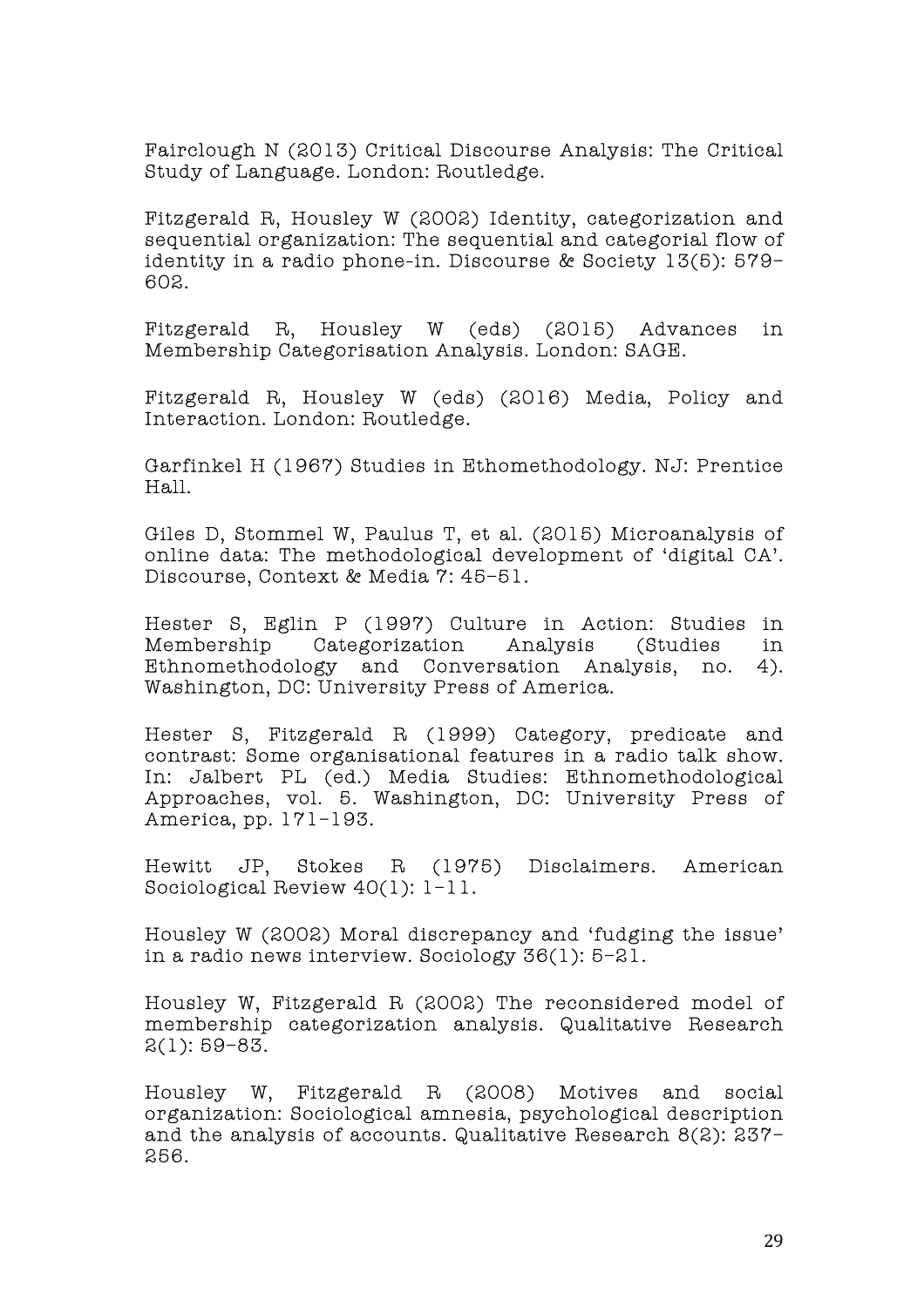Fairclough N (2013) Critical Discourse Analysis: The Critical Study of Language. London: Routledge.

Fitzgerald R, Housley W (2002) Identity, categorization and sequential organization: The sequential and categorial flow of identity in a radio phone-in. Discourse & Society 13(5): 579–602.

Fitzgerald R, Housley W (eds) (2015) Advances in Membership Categorisation Analysis. London: SAGE.

Fitzgerald R, Housley W (eds) (2016) Media, Policy and Interaction. London: Routledge.

Garfinkel H (1967) Studies in Ethomethodology. NJ: Prentice Hall.

Giles D, Stommel W, Paulus T, et al. (2015) Microanalysis of online data: The methodological development of 'digital CA'. Discourse, Context & Media 7: 45–51.

Hester S, Eglin P (1997) Culture in Action: Studies in Membership Categorization Analysis (Studies in Ethnomethodology and Conversation Analysis, no. 4). Washington, DC: University Press of America.

Hester S, Fitzgerald R (1999) Category, predicate and contrast: Some organisational features in a radio talk show. In: Jalbert PL (ed.) Media Studies: Ethnomethodological Approaches, vol. 5. Washington, DC: University Press of America, pp. 171–193.

Hewitt JP, Stokes R (1975) Disclaimers. American Sociological Review 40(1): 1–11.

Housley W (2002) Moral discrepancy and 'fudging the issue' in a radio news interview. Sociology 36(1): 5–21.

Housley W, Fitzgerald R (2002) The reconsidered model of membership categorization analysis. Qualitative Research 2(1): 59–83.

Housley W, Fitzgerald R (2008) Motives and social organization: Sociological amnesia, psychological description and the analysis of accounts. Qualitative Research 8(2): 237–256.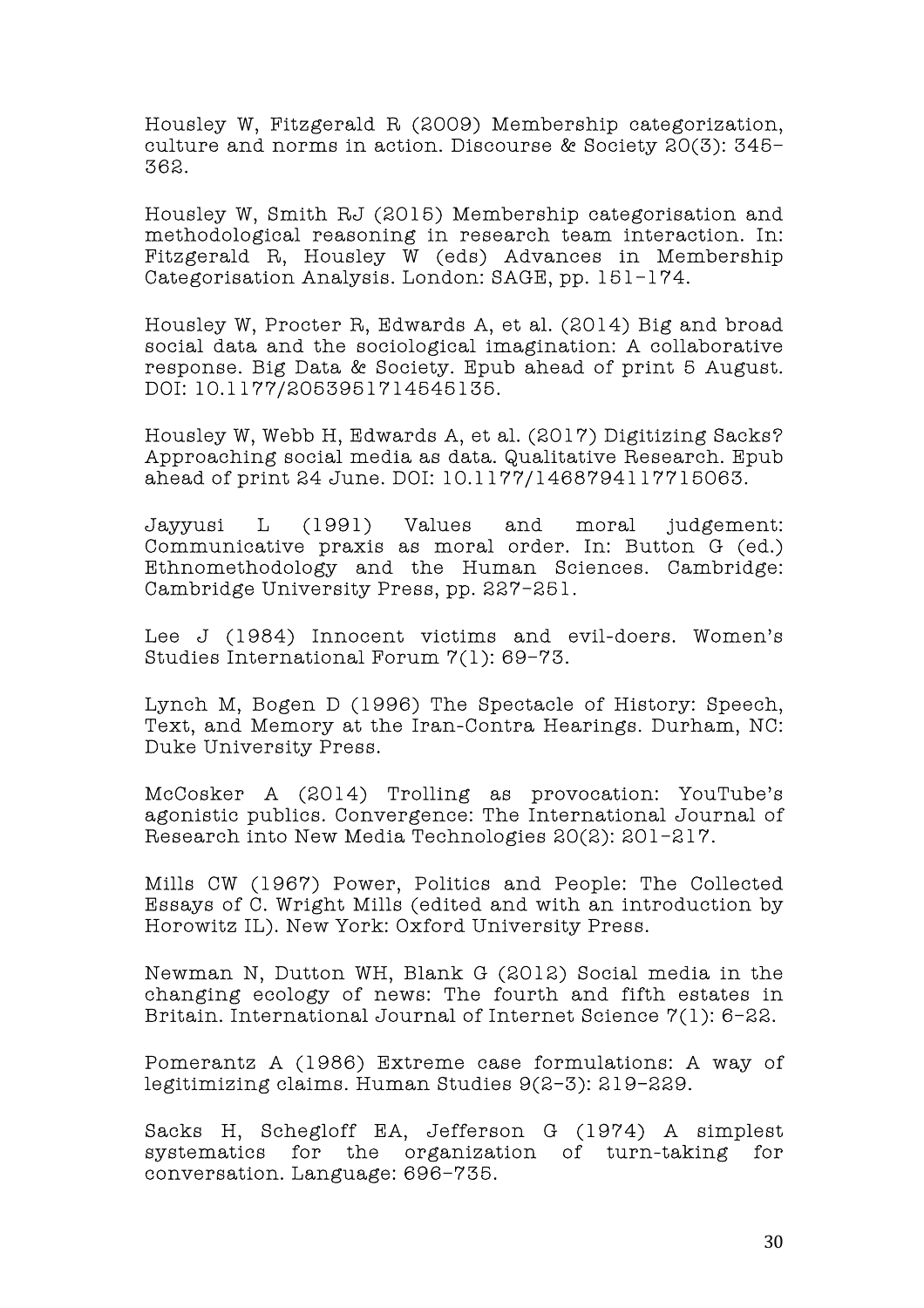Housley W, Fitzgerald R (2009) Membership categorization, culture and norms in action. Discourse & Society 20(3): 345–362.

Housley W, Smith RJ (2015) Membership categorisation and methodological reasoning in research team interaction. In: Fitzgerald R, Housley W (eds) Advances in Membership Categorisation Analysis. London: SAGE, pp. 151–174.

Housley W, Procter R, Edwards A, et al. (2014) Big and broad social data and the sociological imagination: A collaborative response. Big Data & Society. Epub ahead of print 5 August. DOI: 10.1177/2053951714545135.

Housley W, Webb H, Edwards A, et al. (2017) Digitizing Sacks? Approaching social media as data. Qualitative Research. Epub ahead of print 24 June. DOI: 10.1177/1468794117715063.

Jayyusi L (1991) Values and moral judgement: Communicative praxis as moral order. In: Button G (ed.) Ethnomethodology and the Human Sciences. Cambridge: Cambridge University Press, pp. 227–251.

Lee J (1984) Innocent victims and evil-doers. Women's Studies International Forum 7(1): 69–73.

Lynch M, Bogen D (1996) The Spectacle of History: Speech, Text, and Memory at the Iran-Contra Hearings. Durham, NC: Duke University Press.

McCosker A (2014) Trolling as provocation: YouTube's agonistic publics. Convergence: The International Journal of Research into New Media Technologies 20(2): 201–217.

Mills CW (1967) Power, Politics and People: The Collected Essays of C. Wright Mills (edited and with an introduction by Horowitz IL). New York: Oxford University Press.

Newman N, Dutton WH, Blank G (2012) Social media in the changing ecology of news: The fourth and fifth estates in Britain. International Journal of Internet Science 7(1): 6–22.

Pomerantz A (1986) Extreme case formulations: A way of legitimizing claims. Human Studies 9(2–3): 219–229.

Sacks H, Schegloff EA, Jefferson G (1974) A simplest systematics for the organization of turn-taking for conversation. Language: 696–735.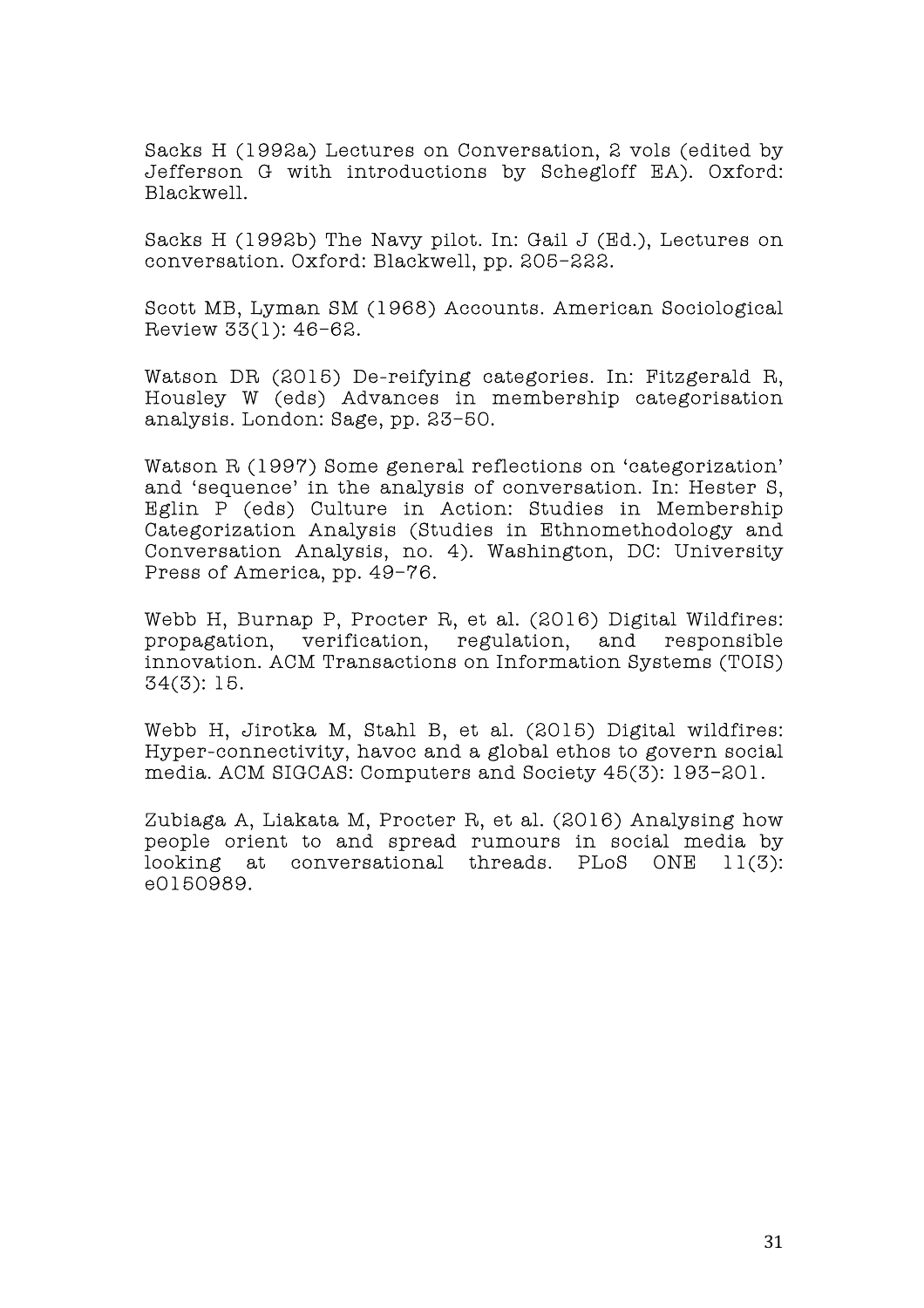Sacks H (1992a) Lectures on Conversation, 2 vols (edited by Jefferson G with introductions by Schegloff EA). Oxford: Blackwell.

Sacks H (1992b) The Navy pilot. In: Gail J (Ed.), Lectures on conversation. Oxford: Blackwell, pp. 205–222.

Scott MB, Lyman SM (1968) Accounts. American Sociological Review 33(1): 46–62.

Watson DR (2015) De-reifying categories. In: Fitzgerald R, Housley W (eds) Advances in membership categorisation analysis. London: Sage, pp. 23–50.

Watson R (1997) Some general reflections on 'categorization' and 'sequence' in the analysis of conversation. In: Hester S, Eglin P (eds) Culture in Action: Studies in Membership Categorization Analysis (Studies in Ethnomethodology and Conversation Analysis, no. 4). Washington, DC: University Press of America, pp. 49–76.

Webb H, Burnap P, Procter R, et al. (2016) Digital Wildfires: propagation, verification, regulation, and responsible innovation. ACM Transactions on Information Systems (TOIS) 34(3): 15.

Webb H, Jirotka M, Stahl B, et al. (2015) Digital wildfires: Hyper-connectivity, havoc and a global ethos to govern social media. ACM SIGCAS: Computers and Society 45(3): 193–201.

Zubiaga A, Liakata M, Procter R, et al. (2016) Analysing how people orient to and spread rumours in social media by looking at conversational threads. PLoS ONE 11(3): e0150989.